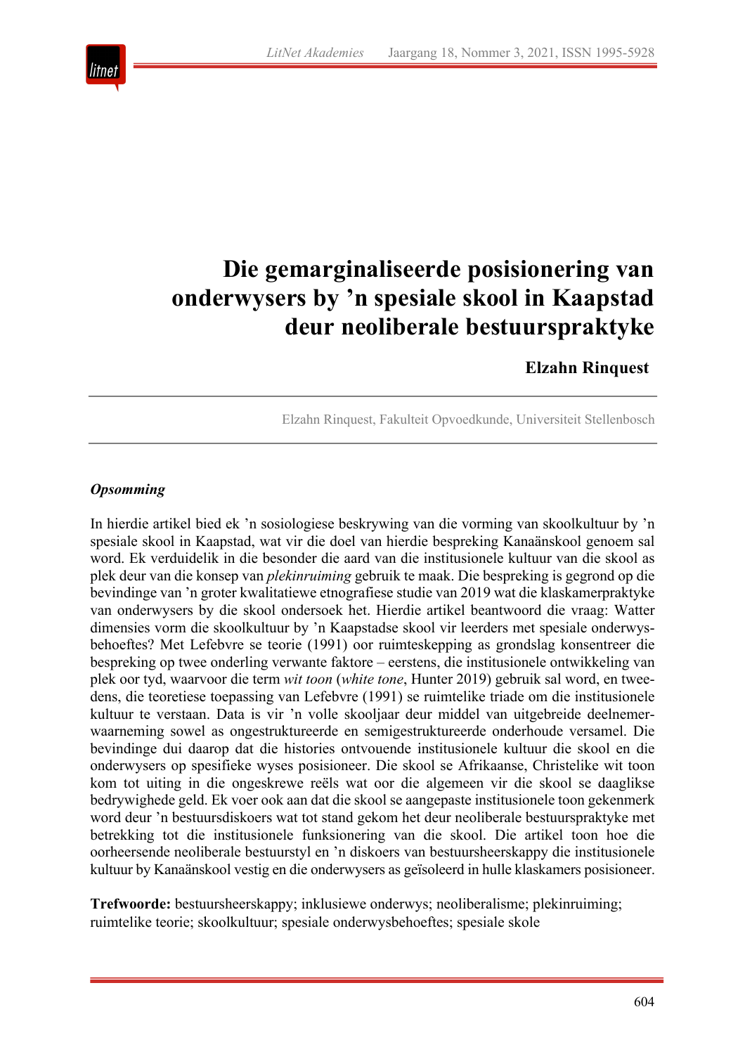# Die gemarginaliseerde posisionering van onderwysers by 'n spesiale skool in Kaapstad deur neoliberale bestuurspraktyke

**Elzahn Rinquest**

Elzahn Rinquest, Fakulteit Opvoedkunde, Universiteit Stellenbosch

***Opsomming***

In hierdie artikel bied ek 'n sosiologiese beskrywing van die vorming van skoolkultuur by 'n spesiale skool in Kaapstad, wat vir die doel van hierdie bespreking Kanaänskool genoem sal word. Ek verduidelik in die besonder die aard van die institusionele kultuur van die skool as plek deur van die konsep van *plekinruiming* gebruik te maak. Die bespreking is gegrond op die bevindinge van 'n groter kwalitatiewe etnografiese studie van 2019 wat die klaskamerpraktyke van onderwysers by die skool ondersoek het. Hierdie artikel beantwoord die vraag: Watter dimensies vorm die skoolkultuur by 'n Kaapstadse skool vir leerders met spesiale onderwysbehoeftes? Met Lefebvre se teorie (1991) oor ruimteskepping as grondslag konsentreer die bespreking op twee onderling verwante faktore – eerstens, die institusionele ontwikkeling van plek oor tyd, waarvoor die term *wit toon* (*white tone*, Hunter 2019) gebruik sal word, en tweedens, die teoretiese toepassing van Lefebvre (1991) se ruimtelike triade om die institusionele kultuur te verstaan. Data is vir 'n volle skooljaar deur middel van uitgebreide deelnemerwaarneming sowel as ongestruktureerde en semigestruktureerde onderhoude versamel. Die bevindinge dui daarop dat die histories ontvouende institusionele kultuur die skool en die onderwysers op spesifieke wyses posisioneer. Die skool se Afrikaanse, Christelike wit toon kom tot uiting in die ongeskrewe reëls wat oor die algemeen vir die skool se daaglikse bedrywighede geld. Ek voer ook aan dat die skool se aangepaste institusionele toon gekenmerk word deur 'n bestuursdiskoers wat tot stand gekom het deur neoliberale bestuurspraktyke met betrekking tot die institusionele funksionering van die skool. Die artikel toon hoe die oorheersende neoliberale bestuurstyl en 'n diskoers van bestuursheerskappy die institusionele kultuur by Kanaänskool vestig en die onderwysers as geïsoleerd in hulle klaskamers posisioneer.

**Trefwoorde:** bestuursheerskappy; inklusiewe onderwys; neoliberalisme; plekinruiming; ruimtelike teorie; skoolkultuur; spesiale onderwysbehoeftes; spesiale skole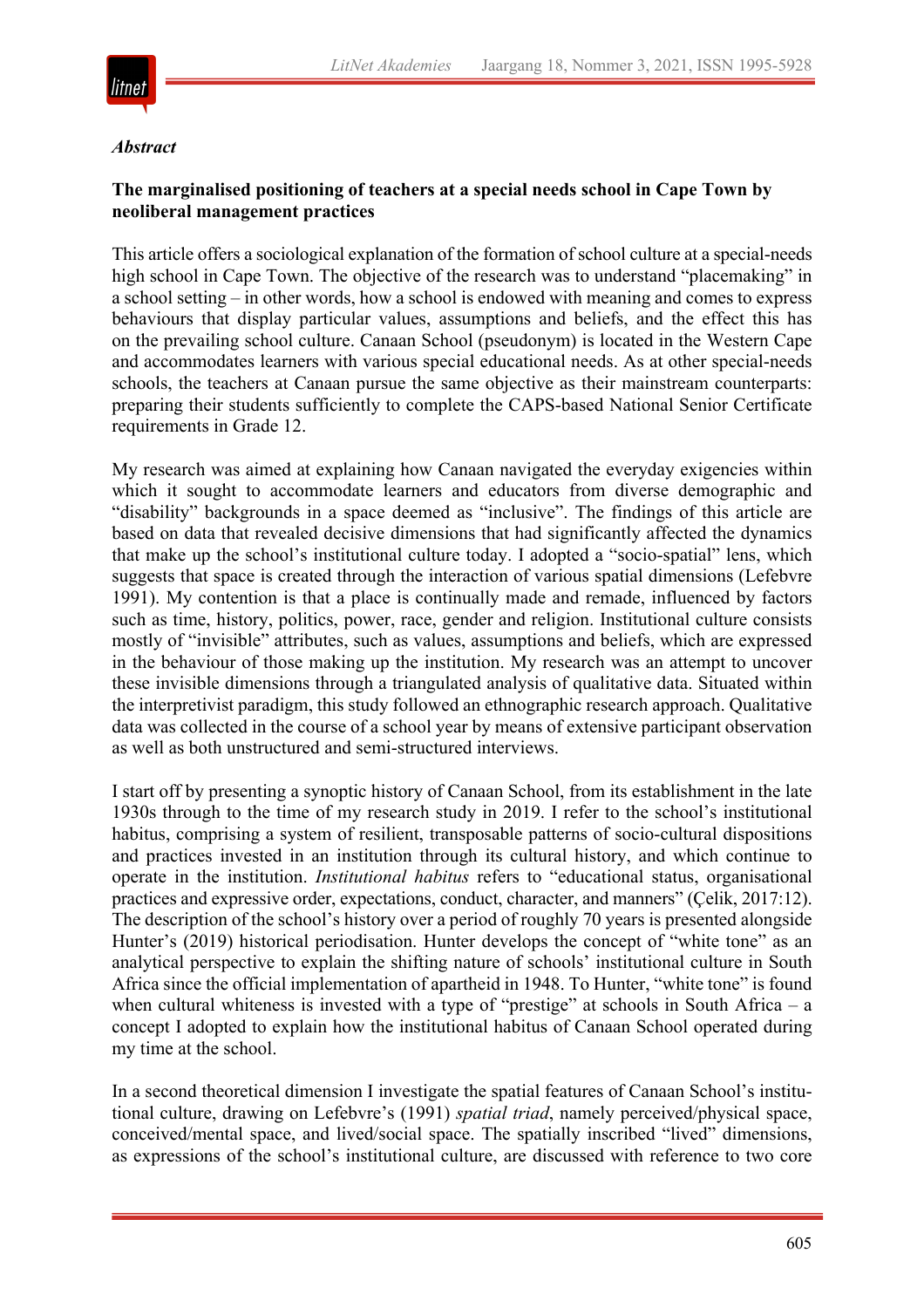***Abstract***

**The marginalised positioning of teachers at a special needs school in Cape Town by neoliberal management practices**

This article offers a sociological explanation of the formation of school culture at a special-needs high school in Cape Town. The objective of the research was to understand "placemaking" in a school setting – in other words, how a school is endowed with meaning and comes to express behaviours that display particular values, assumptions and beliefs, and the effect this has on the prevailing school culture. Canaan School (pseudonym) is located in the Western Cape and accommodates learners with various special educational needs. As at other special-needs schools, the teachers at Canaan pursue the same objective as their mainstream counterparts: preparing their students sufficiently to complete the CAPS-based National Senior Certificate requirements in Grade 12.

My research was aimed at explaining how Canaan navigated the everyday exigencies within which it sought to accommodate learners and educators from diverse demographic and "disability" backgrounds in a space deemed as "inclusive". The findings of this article are based on data that revealed decisive dimensions that had significantly affected the dynamics that make up the school's institutional culture today. I adopted a "socio-spatial" lens, which suggests that space is created through the interaction of various spatial dimensions (Lefebvre 1991). My contention is that a place is continually made and remade, influenced by factors such as time, history, politics, power, race, gender and religion. Institutional culture consists mostly of "invisible" attributes, such as values, assumptions and beliefs, which are expressed in the behaviour of those making up the institution. My research was an attempt to uncover these invisible dimensions through a triangulated analysis of qualitative data. Situated within the interpretivist paradigm, this study followed an ethnographic research approach. Qualitative data was collected in the course of a school year by means of extensive participant observation as well as both unstructured and semi-structured interviews.

I start off by presenting a synoptic history of Canaan School, from its establishment in the late 1930s through to the time of my research study in 2019. I refer to the school's institutional habitus, comprising a system of resilient, transposable patterns of socio-cultural dispositions and practices invested in an institution through its cultural history, and which continue to operate in the institution. *Institutional habitus* refers to "educational status, organisational practices and expressive order, expectations, conduct, character, and manners" (Çelik, 2017:12). The description of the school's history over a period of roughly 70 years is presented alongside Hunter's (2019) historical periodisation. Hunter develops the concept of "white tone" as an analytical perspective to explain the shifting nature of schools' institutional culture in South Africa since the official implementation of apartheid in 1948. To Hunter, "white tone" is found when cultural whiteness is invested with a type of "prestige" at schools in South Africa – a concept I adopted to explain how the institutional habitus of Canaan School operated during my time at the school.

In a second theoretical dimension I investigate the spatial features of Canaan School's institutional culture, drawing on Lefebvre's (1991) *spatial triad*, namely perceived/physical space, conceived/mental space, and lived/social space. The spatially inscribed "lived" dimensions, as expressions of the school's institutional culture, are discussed with reference to two core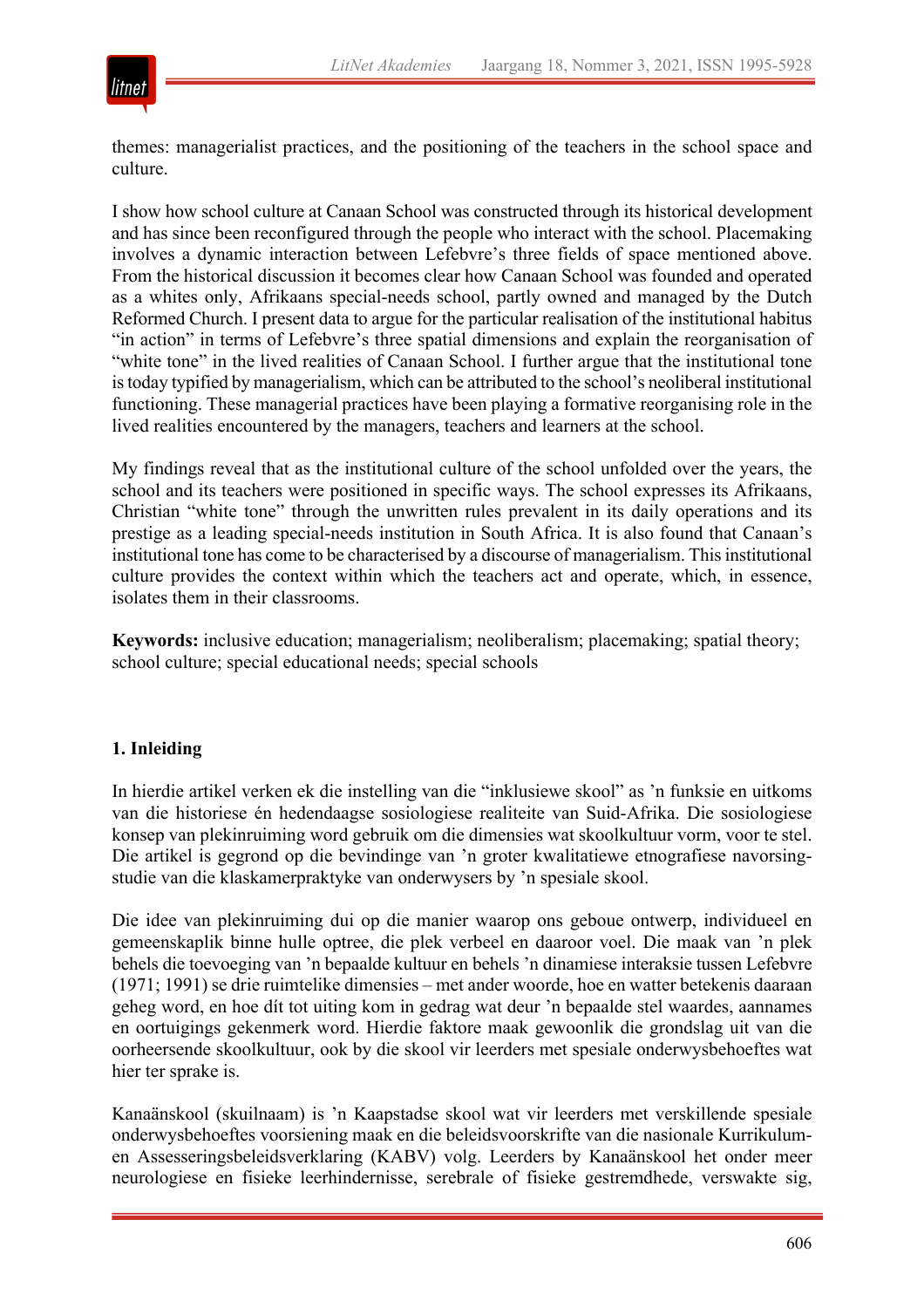themes: managerialist practices, and the positioning of the teachers in the school space and culture.

I show how school culture at Canaan School was constructed through its historical development and has since been reconfigured through the people who interact with the school. Placemaking involves a dynamic interaction between Lefebvre's three fields of space mentioned above. From the historical discussion it becomes clear how Canaan School was founded and operated as a whites only, Afrikaans special-needs school, partly owned and managed by the Dutch Reformed Church. I present data to argue for the particular realisation of the institutional habitus "in action" in terms of Lefebvre's three spatial dimensions and explain the reorganisation of "white tone" in the lived realities of Canaan School. I further argue that the institutional tone is today typified by managerialism, which can be attributed to the school's neoliberal institutional functioning. These managerial practices have been playing a formative reorganising role in the lived realities encountered by the managers, teachers and learners at the school.

My findings reveal that as the institutional culture of the school unfolded over the years, the school and its teachers were positioned in specific ways. The school expresses its Afrikaans, Christian "white tone" through the unwritten rules prevalent in its daily operations and its prestige as a leading special-needs institution in South Africa. It is also found that Canaan's institutional tone has come to be characterised by a discourse of managerialism. This institutional culture provides the context within which the teachers act and operate, which, in essence, isolates them in their classrooms.

**Keywords:** inclusive education; managerialism; neoliberalism; placemaking; spatial theory; school culture; special educational needs; special schools

## 1. Inleiding

In hierdie artikel verken ek die instelling van die "inklusiewe skool" as 'n funksie en uitkoms van die historiese én hedendaagse sosiologiese realiteite van Suid-Afrika. Die sosiologiese konsep van plekinruiming word gebruik om die dimensies wat skoolkultuur vorm, voor te stel. Die artikel is gegrond op die bevindinge van 'n groter kwalitatiewe etnografiese navorsingstudie van die klaskamerpraktyke van onderwysers by 'n spesiale skool.

Die idee van plekinruiming dui op die manier waarop ons geboue ontwerp, individueel en gemeenskaplik binne hulle optree, die plek verbeel en daaroor voel. Die maak van 'n plek behels die toevoeging van 'n bepaalde kultuur en behels 'n dinamiese interaksie tussen Lefebvre (1971; 1991) se drie ruimtelike dimensies – met ander woorde, hoe en watter betekenis daaraan geheg word, en hoe dít tot uiting kom in gedrag wat deur 'n bepaalde stel waardes, aannames en oortuigings gekenmerk word. Hierdie faktore maak gewoonlik die grondslag uit van die oorheersende skoolkultuur, ook by die skool vir leerders met spesiale onderwysbehoeftes wat hier ter sprake is.

Kanaänskool (skuilnaam) is 'n Kaapstadse skool wat vir leerders met verskillende spesiale onderwysbehoeftes voorsiening maak en die beleidsvoorskrifte van die nasionale Kurrikulum- en Assesseringsbeleidsverklaring (KABV) volg. Leerders by Kanaänskool het onder meer neurologiese en fisieke leerhindernisse, serebrale of fisieke gestremdhede, verswakte sig,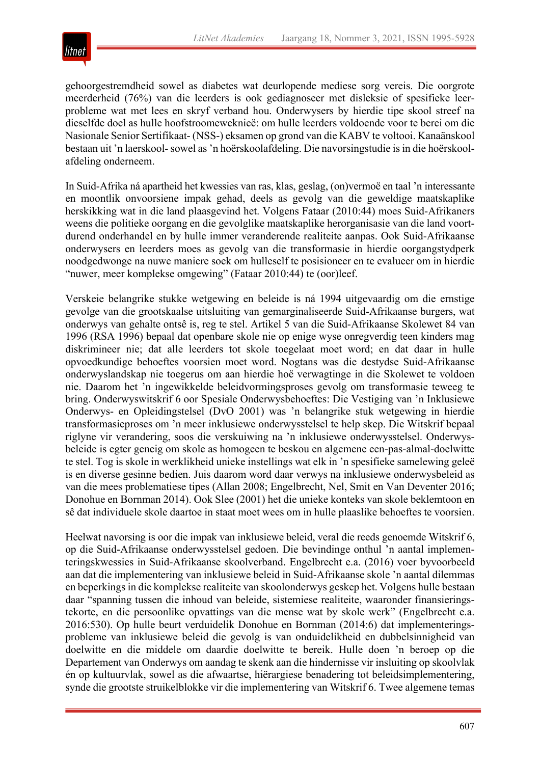gehoorgestremdheid sowel as diabetes wat deurlopende mediese sorg vereis. Die oorgrote meerderheid (76%) van die leerders is ook gediagnoseer met disleksie of spesifieke leerprobleme wat met lees en skryf verband hou. Onderwysers by hierdie tipe skool streef na dieselfde doel as hulle hoofstroomeweknieë: om hulle leerders voldoende voor te berei om die Nasionale Senior Sertifikaat- (NSS-) eksamen op grond van die KABV te voltooi. Kanaänskool bestaan uit 'n laerskool- sowel as 'n hoërskoolafdeling. Die navorsingstudie is in die hoërskoolafdeling onderneem.

In Suid-Afrika ná apartheid het kwessies van ras, klas, geslag, (on)vermoë en taal 'n interessante en moontlik onvoorsiene impak gehad, deels as gevolg van die geweldige maatskaplike herskikking wat in die land plaasgevind het. Volgens Fataar (2010:44) moes Suid-Afrikaners weens die politieke oorgang en die gevolglike maatskaplike herorganisasie van die land voortdurend onderhandel en by hulle immer veranderende realiteite aanpas. Ook Suid-Afrikaanse onderwysers en leerders moes as gevolg van die transformasie in hierdie oorgangstydperk noodgedwonge na nuwe maniere soek om hulleself te posisioneer en te evalueer om in hierdie "nuwer, meer komplekse omgewing" (Fataar 2010:44) te (oor)leef.

Verskeie belangrike stukke wetgewing en beleide is ná 1994 uitgevaardig om die ernstige gevolge van die grootskaalse uitsluiting van gemarginaliseerde Suid-Afrikaanse burgers, wat onderwys van gehalte ontsê is, reg te stel. Artikel 5 van die Suid-Afrikaanse Skolewet 84 van 1996 (RSA 1996) bepaal dat openbare skole nie op enige wyse onregverdig teen kinders mag diskrimineer nie; dat alle leerders tot skole toegelaat moet word; en dat daar in hulle opvoedkundige behoeftes voorsien moet word. Nogtans was die destydse Suid-Afrikaanse onderwyslandskap nie toegerus om aan hierdie hoë verwagtinge in die Skolewet te voldoen nie. Daarom het 'n ingewikkelde beleidvormingsproses gevolg om transformasie teweeg te bring. Onderwyswitskrif 6 oor Spesiale Onderwysbehoeftes: Die Vestiging van 'n Inklusiewe Onderwys- en Opleidingstelsel (DvO 2001) was 'n belangrike stuk wetgewing in hierdie transformasieproses om 'n meer inklusiewe onderwysstelsel te help skep. Die Witskrif bepaal riglyne vir verandering, soos die verskuiwing na 'n inklusiewe onderwysstelsel. Onderwysbeleide is egter geneig om skole as homogeen te beskou en algemene een-pas-almal-doelwitte te stel. Tog is skole in werklikheid unieke instellings wat elk in 'n spesifieke samelewing geleë is en diverse gesinne bedien. Juis daarom word daar verwys na inklusiewe onderwysbeleid as van die mees problematiese tipes (Allan 2008; Engelbrecht, Nel, Smit en Van Deventer 2016; Donohue en Bornman 2014). Ook Slee (2001) het die unieke konteks van skole beklemtoon en sê dat individuele skole daartoe in staat moet wees om in hulle plaaslike behoeftes te voorsien.

Heelwat navorsing is oor die impak van inklusiewe beleid, veral die reeds genoemde Witskrif 6, op die Suid-Afrikaanse onderwysstelsel gedoen. Die bevindinge onthul 'n aantal implementeringskwessies in Suid-Afrikaanse skoolverband. Engelbrecht e.a. (2016) voer byvoorbeeld aan dat die implementering van inklusiewe beleid in Suid-Afrikaanse skole 'n aantal dilemmas en beperkings in die komplekse realiteite van skoolonderwys geskep het. Volgens hulle bestaan daar "spanning tussen die inhoud van beleide, sistemiese realiteite, waaronder finansieringstekorte, en die persoonlike opvattings van die mense wat by skole werk" (Engelbrecht e.a. 2016:530). Op hulle beurt verduidelik Donohue en Bornman (2014:6) dat implementeringsprobleme van inklusiewe beleid die gevolg is van onduidelikheid en dubbelsinnigheid van doelwitte en die middele om daardie doelwitte te bereik. Hulle doen 'n beroep op die Departement van Onderwys om aandag te skenk aan die hindernisse vir insluiting op skoolvlak én op kultuurvlak, sowel as die afwaartse, hiërargiese benadering tot beleidsimplementering, synde die grootste struikelblokke vir die implementering van Witskrif 6. Twee algemene temas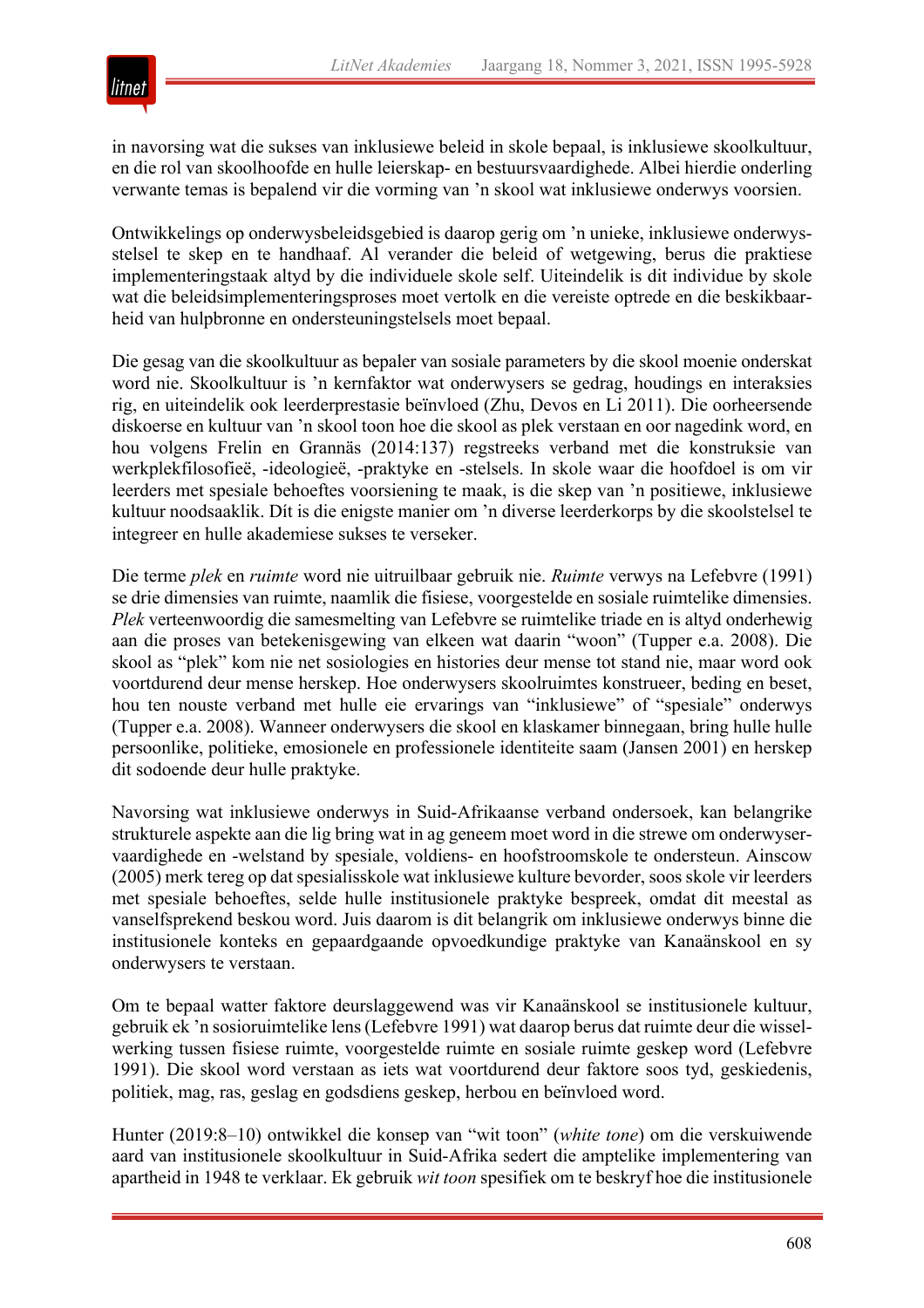in navorsing wat die sukses van inklusiewe beleid in skole bepaal, is inklusiewe skoolkultuur, en die rol van skoolhoofde en hulle leierskap- en bestuursvaardighede. Albei hierdie onderling verwante temas is bepalend vir die vorming van ’n skool wat inklusiewe onderwys voorsien.

Ontwikkelings op onderwysbeleidsgebied is daarop gerig om ’n unieke, inklusiewe onderwysstelsel te skep en te handhaaf. Al verander die beleid of wetgewing, berus die praktiese implementeringstaak altyd by die individuele skole self. Uiteindelik is dit individue by skole wat die beleidsimplementeringsproses moet vertolk en die vereiste optrede en die beskikbaarheid van hulpbronne en ondersteuningstelsels moet bepaal.

Die gesag van die skoolkultuur as bepaler van sosiale parameters by die skool moenie onderskat word nie. Skoolkultuur is ’n kernfaktor wat onderwysers se gedrag, houdings en interaksies rig, en uiteindelik ook leerderprestasie beïnvloed (Zhu, Devos en Li 2011). Die oorheersende diskoerse en kultuur van ’n skool toon hoe die skool as plek verstaan en oor nagedink word, en hou volgens Frelin en Grannäs (2014:137) regstreeks verband met die konstruksie van werkplekfilosofieë, -ideologieë, -praktyke en -stelsels. In skole waar die hoofdoel is om vir leerders met spesiale behoeftes voorsiening te maak, is die skep van ’n positiewe, inklusiewe kultuur noodsaaklik. Dít is die enigste manier om ’n diverse leerderkorps by die skoolstelsel te integreer en hulle akademiese sukses te verseker.

Die terme *plek* en *ruimte* word nie uitruilbaar gebruik nie. *Ruimte* verwys na Lefebvre (1991) se drie dimensies van ruimte, naamlik die fisiese, voorgestelde en sosiale ruimtelike dimensies. *Plek* verteenwoordig die samesmelting van Lefebvre se ruimtelike triade en is altyd onderhewig aan die proses van betekenisgewing van elkeen wat daarin “woon” (Tupper e.a. 2008). Die skool as “plek” kom nie net sosiologies en histories deur mense tot stand nie, maar word ook voortdurend deur mense herskep. Hoe onderwysers skoolruimtes konstrueer, beding en beset, hou ten nouste verband met hulle eie ervarings van “inklusiewe” of “spesiale” onderwys (Tupper e.a. 2008). Wanneer onderwysers die skool en klaskamer binnegaan, bring hulle hulle persoonlike, politieke, emosionele en professionele identiteite saam (Jansen 2001) en herskep dit sodoende deur hulle praktyke.

Navorsing wat inklusiewe onderwys in Suid-Afrikaanse verband ondersoek, kan belangrike strukturele aspekte aan die lig bring wat in ag geneem moet word in die strewe om onderwyservaardighede en -welstand by spesiale, voldiens- en hoofstroomskole te ondersteun. Ainscow (2005) merk tereg op dat spesialisskole wat inklusiewe kulture bevorder, soos skole vir leerders met spesiale behoeftes, selde hulle institusionele praktyke bespreek, omdat dit meestal as vanselfsprekend beskou word. Juis daarom is dit belangrik om inklusiewe onderwys binne die institusionele konteks en gepaardgaande opvoedkundige praktyke van Kanaänskool en sy onderwysers te verstaan.

Om te bepaal watter faktore deurslaggewend was vir Kanaänskool se institusionele kultuur, gebruik ek ’n sosioruimtelike lens (Lefebvre 1991) wat daarop berus dat ruimte deur die wisselwerking tussen fisiese ruimte, voorgestelde ruimte en sosiale ruimte geskep word (Lefebvre 1991). Die skool word verstaan as iets wat voortdurend deur faktore soos tyd, geskiedenis, politiek, mag, ras, geslag en godsdiens geskep, herbou en beïnvloed word.

Hunter (2019:8–10) ontwikkel die konsep van “wit toon” (*white tone*) om die verskuiwende aard van institusionele skoolkultuur in Suid-Afrika sedert die amptelike implementering van apartheid in 1948 te verklaar. Ek gebruik *wit toon* spesifiek om te beskryf hoe die institusionele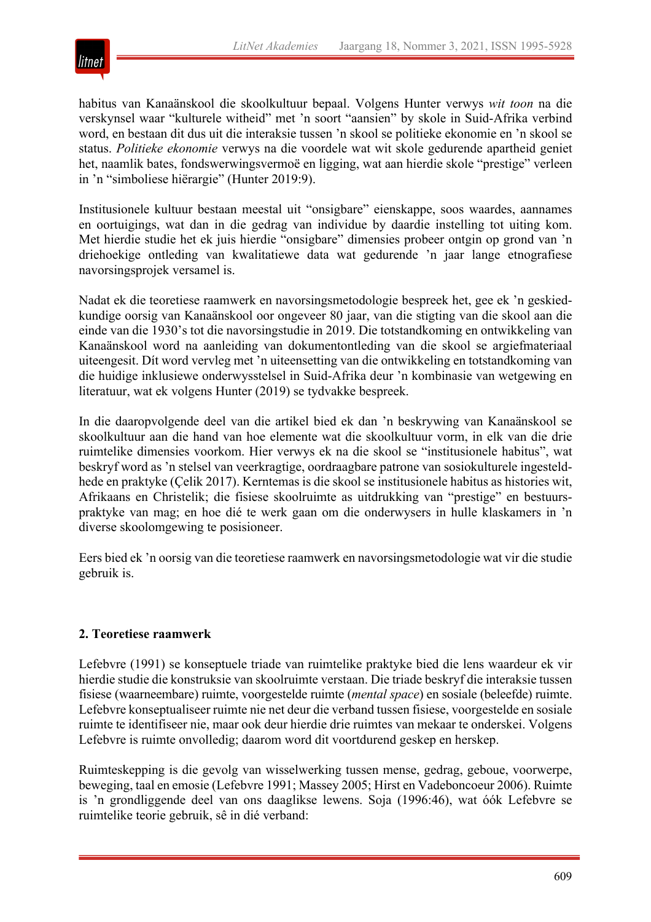habitus van Kanaänskool die skoolkultuur bepaal. Volgens Hunter verwys *wit toon* na die verskynsel waar "kulturele witheid" met 'n soort "aansien" by skole in Suid-Afrika verbind word, en bestaan dit dus uit die interaksie tussen 'n skool se politieke ekonomie en 'n skool se status. *Politieke ekonomie* verwys na die voordele wat wit skole gedurende apartheid geniet het, naamlik bates, fondswerwingsvermoë en ligging, wat aan hierdie skole "prestige" verleen in 'n "simboliese hiërargie" (Hunter 2019:9).

Institusionele kultuur bestaan meestal uit "onsigbare" eienskappe, soos waardes, aannames en oortuigings, wat dan in die gedrag van individue by daardie instelling tot uiting kom. Met hierdie studie het ek juis hierdie "onsigbare" dimensies probeer ontgin op grond van 'n driehoekige ontleding van kwalitatiewe data wat gedurende 'n jaar lange etnografiese navorsingsprojek versamel is.

Nadat ek die teoretiese raamwerk en navorsingsmetodologie bespreek het, gee ek 'n geskiedkundige oorsig van Kanaänskool oor ongeveer 80 jaar, van die stigting van die skool aan die einde van die 1930's tot die navorsingstudie in 2019. Die totstandkoming en ontwikkeling van Kanaänskool word na aanleiding van dokumentontleding van die skool se argiefmateriaal uiteengesit. Dít word vervleg met 'n uiteensetting van die ontwikkeling en totstandkoming van die huidige inklusiewe onderwysstelsel in Suid-Afrika deur 'n kombinasie van wetgewing en literatuur, wat ek volgens Hunter (2019) se tydvakke bespreek.

In die daaropvolgende deel van die artikel bied ek dan 'n beskrywing van Kanaänskool se skoolkultuur aan die hand van hoe elemente wat die skoolkultuur vorm, in elk van die drie ruimtelike dimensies voorkom. Hier verwys ek na die skool se "institusionele habitus", wat beskryf word as 'n stelsel van veerkragtige, oordraagbare patrone van sosiokulturele ingesteldhede en praktyke (Çelik 2017). Kerntemas is die skool se institusionele habitus as histories wit, Afrikaans en Christelik; die fisiese skoolruimte as uitdrukking van "prestige" en bestuurspraktyke van mag; en hoe dié te werk gaan om die onderwysers in hulle klaskamers in 'n diverse skoolomgewing te posisioneer.

Eers bied ek 'n oorsig van die teoretiese raamwerk en navorsingsmetodologie wat vir die studie gebruik is.

## 2. Teoretiese raamwerk

Lefebvre (1991) se konseptuele triade van ruimtelike praktyke bied die lens waardeur ek vir hierdie studie die konstruksie van skoolruimte verstaan. Die triade beskryf die interaksie tussen fisiese (waarneembare) ruimte, voorgestelde ruimte (*mental space*) en sosiale (beleefde) ruimte. Lefebvre konseptualiseer ruimte nie net deur die verband tussen fisiese, voorgestelde en sosiale ruimte te identifiseer nie, maar ook deur hierdie drie ruimtes van mekaar te onderskei. Volgens Lefebvre is ruimte onvolledig; daarom word dit voortdurend geskep en herskep.

Ruimteskepping is die gevolg van wisselwerking tussen mense, gedrag, geboue, voorwerpe, beweging, taal en emosie (Lefebvre 1991; Massey 2005; Hirst en Vadeboncoeur 2006). Ruimte is 'n grondliggende deel van ons daaglikse lewens. Soja (1996:46), wat óók Lefebvre se ruimtelike teorie gebruik, sê in dié verband: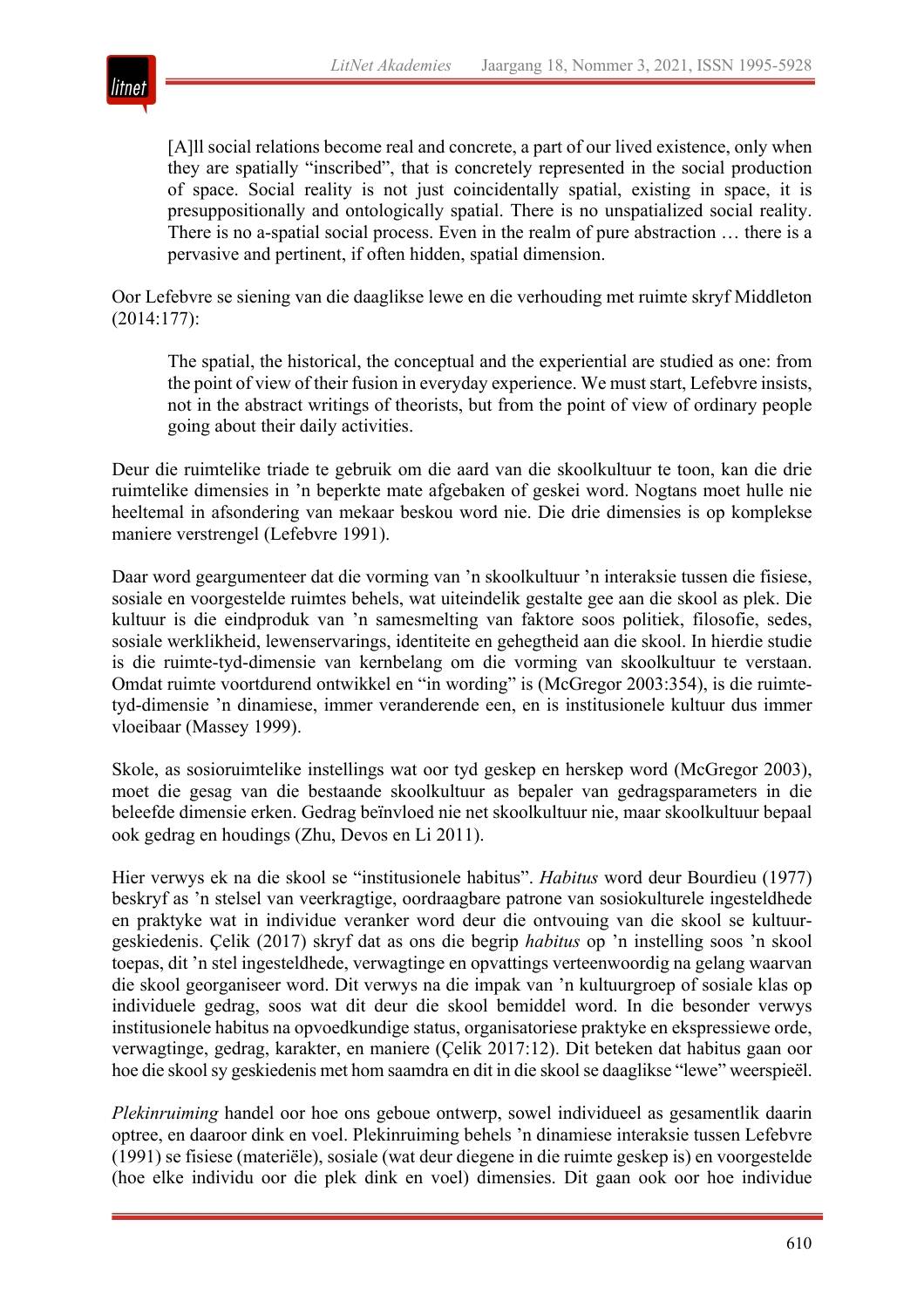> [A]ll social relations become real and concrete, a part of our lived existence, only when they are spatially "inscribed", that is concretely represented in the social production of space. Social reality is not just coincidentally spatial, existing in space, it is presuppositionally and ontologically spatial. There is no unspatialized social reality. There is no a-spatial social process. Even in the realm of pure abstraction … there is a pervasive and pertinent, if often hidden, spatial dimension.

Oor Lefebvre se siening van die daaglikse lewe en die verhouding met ruimte skryf Middleton (2014:177):

> The spatial, the historical, the conceptual and the experiential are studied as one: from the point of view of their fusion in everyday experience. We must start, Lefebvre insists, not in the abstract writings of theorists, but from the point of view of ordinary people going about their daily activities.

Deur die ruimtelike triade te gebruik om die aard van die skoolkultuur te toon, kan die drie ruimtelike dimensies in 'n beperkte mate afgebaken of geskei word. Nogtans moet hulle nie heeltemal in afsondering van mekaar beskou word nie. Die drie dimensies is op komplekse maniere verstrengel (Lefebvre 1991).

Daar word geargumenteer dat die vorming van 'n skoolkultuur 'n interaksie tussen die fisiese, sosiale en voorgestelde ruimtes behels, wat uiteindelik gestalte gee aan die skool as plek. Die kultuur is die eindproduk van 'n samesmelting van faktore soos politiek, filosofie, sedes, sosiale werklikheid, lewenservarings, identiteite en gehegtheid aan die skool. In hierdie studie is die ruimte-tyd-dimensie van kernbelang om die vorming van skoolkultuur te verstaan. Omdat ruimte voortdurend ontwikkel en "in wording" is (McGregor 2003:354), is die ruimte-tyd-dimensie 'n dinamiese, immer veranderende een, en is institusionele kultuur dus immer vloeibaar (Massey 1999).

Skole, as sosioruimtelike instellings wat oor tyd geskep en herskep word (McGregor 2003), moet die gesag van die bestaande skoolkultuur as bepaler van gedragsparameters in die beleefde dimensie erken. Gedrag beïnvloed nie net skoolkultuur nie, maar skoolkultuur bepaal ook gedrag en houdings (Zhu, Devos en Li 2011).

Hier verwys ek na die skool se "institusionele habitus". *Habitus* word deur Bourdieu (1977) beskryf as 'n stelsel van veerkragtige, oordraagbare patrone van sosiokulturele ingesteldhede en praktyke wat in individue veranker word deur die ontvouing van die skool se kultuurgeskiedenis. Çelik (2017) skryf dat as ons die begrip *habitus* op 'n instelling soos 'n skool toepas, dit 'n stel ingesteldhede, verwagtinge en opvattings verteenwoordig na gelang waarvan die skool georganiseer word. Dit verwys na die impak van 'n kultuurgroep of sosiale klas op individuele gedrag, soos wat dit deur die skool bemiddel word. In die besonder verwys institusionele habitus na opvoedkundige status, organisatoriese praktyke en ekspressiewe orde, verwagtinge, gedrag, karakter, en maniere (Çelik 2017:12). Dit beteken dat habitus gaan oor hoe die skool sy geskiedenis met hom saamdra en dit in die skool se daaglikse "lewe" weerspieël.

*Plekinruiming* handel oor hoe ons geboue ontwerp, sowel individueel as gesamentlik daarin optree, en daaroor dink en voel. Plekinruiming behels 'n dinamiese interaksie tussen Lefebvre (1991) se fisiese (materiële), sosiale (wat deur diegene in die ruimte geskep is) en voorgestelde (hoe elke individu oor die plek dink en voel) dimensies. Dit gaan ook oor hoe individue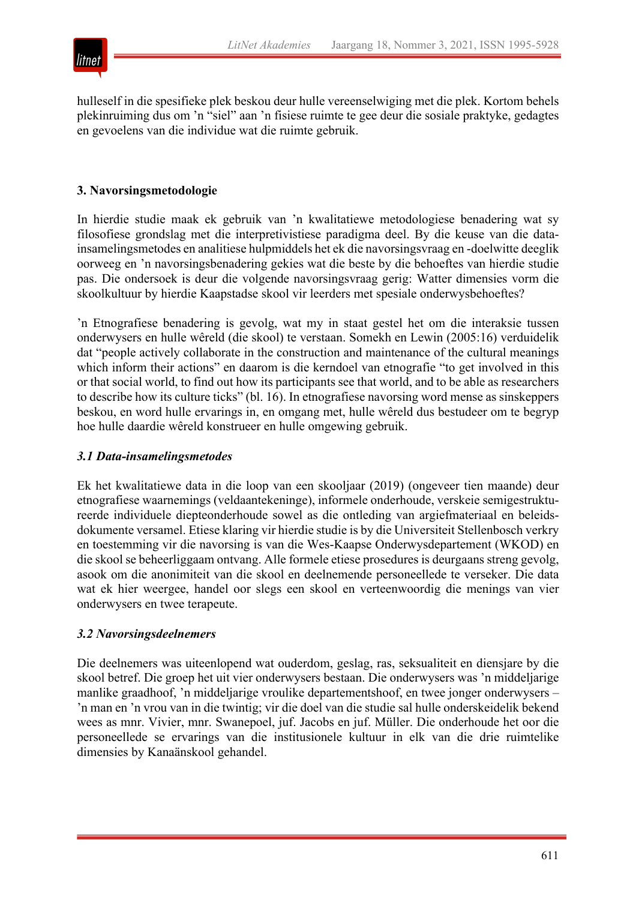hulleself in die spesifieke plek beskou deur hulle vereenselwiging met die plek. Kortom behels plekinruiming dus om ’n “siel” aan ’n fisiese ruimte te gee deur die sosiale praktyke, gedagtes en gevoelens van die individue wat die ruimte gebruik.

## 3. Navorsingsmetodologie

In hierdie studie maak ek gebruik van ’n kwalitatiewe metodologiese benadering wat sy filosofiese grondslag met die interpretivistiese paradigma deel. By die keuse van die data-insamelingsmetodes en analitiese hulpmiddels het ek die navorsingsvraag en -doelwitte deeglik oorweeg en ’n navorsingsbenadering gekies wat die beste by die behoeftes van hierdie studie pas. Die ondersoek is deur die volgende navorsingsvraag gerig: Watter dimensies vorm die skoolkultuur by hierdie Kaapstadse skool vir leerders met spesiale onderwysbehoeftes?

’n Etnografiese benadering is gevolg, wat my in staat gestel het om die interaksie tussen onderwysers en hulle wêreld (die skool) te verstaan. Somekh en Lewin (2005:16) verduidelik dat “people actively collaborate in the construction and maintenance of the cultural meanings which inform their actions” en daarom is die kerndoel van etnografie “to get involved in this or that social world, to find out how its participants see that world, and to be able as researchers to describe how its culture ticks” (bl. 16). In etnografiese navorsing word mense as sinskeppers beskou, en word hulle ervarings in, en omgang met, hulle wêreld dus bestudeer om te begryp hoe hulle daardie wêreld konstrueer en hulle omgewing gebruik.

### *3.1 Data-insamelingsmetodes*

Ek het kwalitatiewe data in die loop van een skooljaar (2019) (ongeveer tien maande) deur etnografiese waarnemings (veldaantekeninge), informele onderhoude, verskeie semigestruktureerde individuele diepteonderhoude sowel as die ontleding van argiefmateriaal en beleidsdokumente versamel. Etiese klaring vir hierdie studie is by die Universiteit Stellenbosch verkry en toestemming vir die navorsing is van die Wes-Kaapse Onderwysdepartement (WKOD) en die skool se beheerliggaam ontvang. Alle formele etiese prosedures is deurgaans streng gevolg, asook om die anonimiteit van die skool en deelnemende personeellede te verseker. Die data wat ek hier weergee, handel oor slegs een skool en verteenwoordig die menings van vier onderwysers en twee terapeute.

### *3.2 Navorsingsdeelnemers*

Die deelnemers was uiteenlopend wat ouderdom, geslag, ras, seksualiteit en diensjare by die skool betref. Die groep het uit vier onderwysers bestaan. Die onderwysers was ’n middeljarige manlike graadhoof, ’n middeljarige vroulike departementshoof, en twee jonger onderwysers – ’n man en ’n vrou van in die twintig; vir die doel van die studie sal hulle onderskeidelik bekend wees as mnr. Vivier, mnr. Swanepoel, juf. Jacobs en juf. Müller. Die onderhoude het oor die personeellede se ervarings van die institusionele kultuur in elk van die drie ruimtelike dimensies by Kanaänskool gehandel.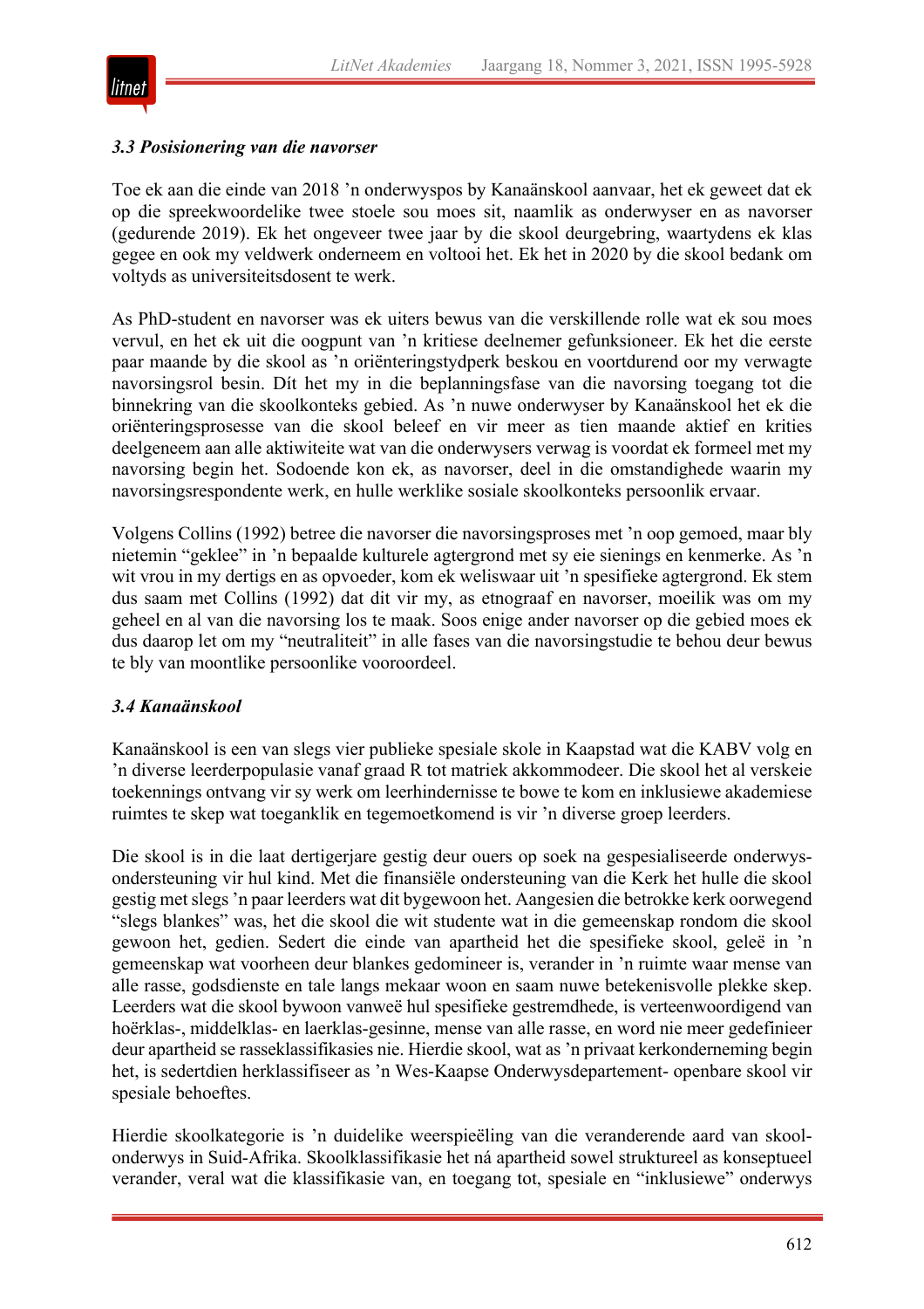### *3.3 Posisionering van die navorser*

Toe ek aan die einde van 2018 ’n onderwyspos by Kanaänskool aanvaar, het ek geweet dat ek op die spreekwoordelike twee stoele sou moes sit, naamlik as onderwyser en as navorser (gedurende 2019). Ek het ongeveer twee jaar by die skool deurgebring, waartydens ek klas gegee en ook my veldwerk onderneem en voltooi het. Ek het in 2020 by die skool bedank om voltyds as universiteitsdosent te werk.

As PhD-student en navorser was ek uiters bewus van die verskillende rolle wat ek sou moes vervul, en het ek uit die oogpunt van ’n kritiese deelnemer gefunksioneer. Ek het die eerste paar maande by die skool as ’n oriënteringstydperk beskou en voortdurend oor my verwagte navorsingsrol besin. Dít het my in die beplanningsfase van die navorsing toegang tot die binnekring van die skoolkonteks gebied. As ’n nuwe onderwyser by Kanaänskool het ek die oriënteringsprosesse van die skool beleef en vir meer as tien maande aktief en krities deelgeneem aan alle aktiwiteite wat van die onderwysers verwag is voordat ek formeel met my navorsing begin het. Sodoende kon ek, as navorser, deel in die omstandighede waarin my navorsingsrespondente werk, en hulle werklike sosiale skoolkonteks persoonlik ervaar.

Volgens Collins (1992) betree die navorser die navorsingsproses met ’n oop gemoed, maar bly nietemin “geklee” in ’n bepaalde kulturele agtergrond met sy eie sienings en kenmerke. As ’n wit vrou in my dertigs en as opvoeder, kom ek weliswaar uit ’n spesifieke agtergrond. Ek stem dus saam met Collins (1992) dat dit vir my, as etnograaf en navorser, moeilik was om my geheel en al van die navorsing los te maak. Soos enige ander navorser op die gebied moes ek dus daarop let om my “neutraliteit” in alle fases van die navorsingstudie te behou deur bewus te bly van moontlike persoonlike vooroordeel.

### *3.4 Kanaänskool*

Kanaänskool is een van slegs vier publieke spesiale skole in Kaapstad wat die KABV volg en ’n diverse leerderpopulasie vanaf graad R tot matriek akkommodeer. Die skool het al verskeie toekennings ontvang vir sy werk om leerhindernisse te bowe te kom en inklusiewe akademiese ruimtes te skep wat toeganklik en tegemoetkomend is vir ’n diverse groep leerders.

Die skool is in die laat dertigerjare gestig deur ouers op soek na gespesialiseerde onderwys-ondersteuning vir hul kind. Met die finansiële ondersteuning van die Kerk het hulle die skool gestig met slegs ’n paar leerders wat dit bygewoon het. Aangesien die betrokke kerk oorwegend “slegs blankes” was, het die skool die wit studente wat in die gemeenskap rondom die skool gewoon het, gedien. Sedert die einde van apartheid het die spesifieke skool, geleë in ’n gemeenskap wat voorheen deur blankes gedomineer is, verander in ’n ruimte waar mense van alle rasse, godsdienste en tale langs mekaar woon en saam nuwe betekenisvolle plekke skep. Leerders wat die skool bywoon vanweë hul spesifieke gestremdhede, is verteenwoordigend van hoërklas-, middelklas- en laerklas-gesinne, mense van alle rasse, en word nie meer gedefinieer deur apartheid se rasseklassifikasies nie. Hierdie skool, wat as ’n privaat kerkonderneming begin het, is sedertdien herklassifiseer as ’n Wes-Kaapse Onderwysdepartement- openbare skool vir spesiale behoeftes.

Hierdie skoolkategorie is ’n duidelike weerspieëling van die veranderende aard van skool-onderwys in Suid-Afrika. Skoolklassifikasie het ná apartheid sowel struktureel as konseptueel verander, veral wat die klassifikasie van, en toegang tot, spesiale en “inklusiewe” onderwys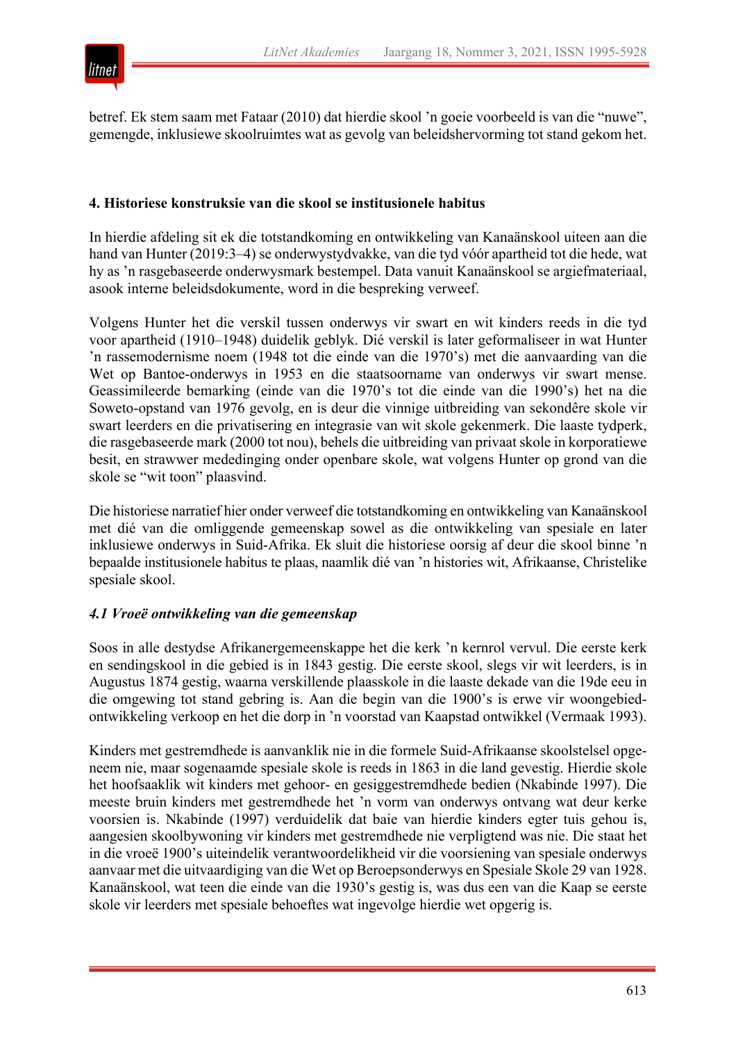betref. Ek stem saam met Fataar (2010) dat hierdie skool 'n goeie voorbeeld is van die "nuwe", gemengde, inklusiewe skoolruimtes wat as gevolg van beleidshervorming tot stand gekom het.

## 4. Historiese konstruksie van die skool se institusionele habitus

In hierdie afdeling sit ek die totstandkoming en ontwikkeling van Kanaänskool uiteen aan die hand van Hunter (2019:3–4) se onderwystydvakke, van die tyd vóór apartheid tot die hede, wat hy as 'n rasgebaseerde onderwysmark bestempel. Data vanuit Kanaänskool se argiefmateriaal, asook interne beleidsdokumente, word in die bespreking verweef.

Volgens Hunter het die verskil tussen onderwys vir swart en wit kinders reeds in die tyd voor apartheid (1910–1948) duidelik geblyk. Dié verskil is later geformaliseer in wat Hunter 'n rassemodernisme noem (1948 tot die einde van die 1970's) met die aanvaarding van die Wet op Bantoe-onderwys in 1953 en die staatsoorname van onderwys vir swart mense. Geassimileerde bemarking (einde van die 1970's tot die einde van die 1990's) het na die Soweto-opstand van 1976 gevolg, en is deur die vinnige uitbreiding van sekondêre skole vir swart leerders en die privatisering en integrasie van wit skole gekenmerk. Die laaste tydperk, die rasgebaseerde mark (2000 tot nou), behels die uitbreiding van privaat skole in korporatiewe besit, en strawwer mededinging onder openbare skole, wat volgens Hunter op grond van die skole se "wit toon" plaasvind.

Die historiese narratief hier onder verweef die totstandkoming en ontwikkeling van Kanaänskool met dié van die omliggende gemeenskap sowel as die ontwikkeling van spesiale en later inklusiewe onderwys in Suid-Afrika. Ek sluit die historiese oorsig af deur die skool binne 'n bepaalde institusionele habitus te plaas, naamlik dié van 'n histories wit, Afrikaanse, Christelike spesiale skool.

### *4.1 Vroeë ontwikkeling van die gemeenskap*

Soos in alle destydse Afrikanergemeenskappe het die kerk 'n kernrol vervul. Die eerste kerk en sendingskool in die gebied is in 1843 gestig. Die eerste skool, slegs vir wit leerders, is in Augustus 1874 gestig, waarna verskillende plaasskole in die laaste dekade van die 19de eeu in die omgewing tot stand gebring is. Aan die begin van die 1900's is erwe vir woongebied-ontwikkeling verkoop en het die dorp in 'n voorstad van Kaapstad ontwikkel (Vermaak 1993).

Kinders met gestremdhede is aanvanklik nie in die formele Suid-Afrikaanse skoolstelsel opgeneem nie, maar sogenaamde spesiale skole is reeds in 1863 in die land gevestig. Hierdie skole het hoofsaaklik wit kinders met gehoor- en gesiggestremdhede bedien (Nkabinde 1997). Die meeste bruin kinders met gestremdhede het 'n vorm van onderwys ontvang wat deur kerke voorsien is. Nkabinde (1997) verduidelik dat baie van hierdie kinders egter tuis gehou is, aangesien skoolbywoning vir kinders met gestremdhede nie verpligtend was nie. Die staat het in die vroeë 1900's uiteindelik verantwoordelikheid vir die voorsiening van spesiale onderwys aanvaar met die uitvaardiging van die Wet op Beroepsonderwys en Spesiale Skole 29 van 1928. Kanaänskool, wat teen die einde van die 1930's gestig is, was dus een van die Kaap se eerste skole vir leerders met spesiale behoeftes wat ingevolge hierdie wet opgerig is.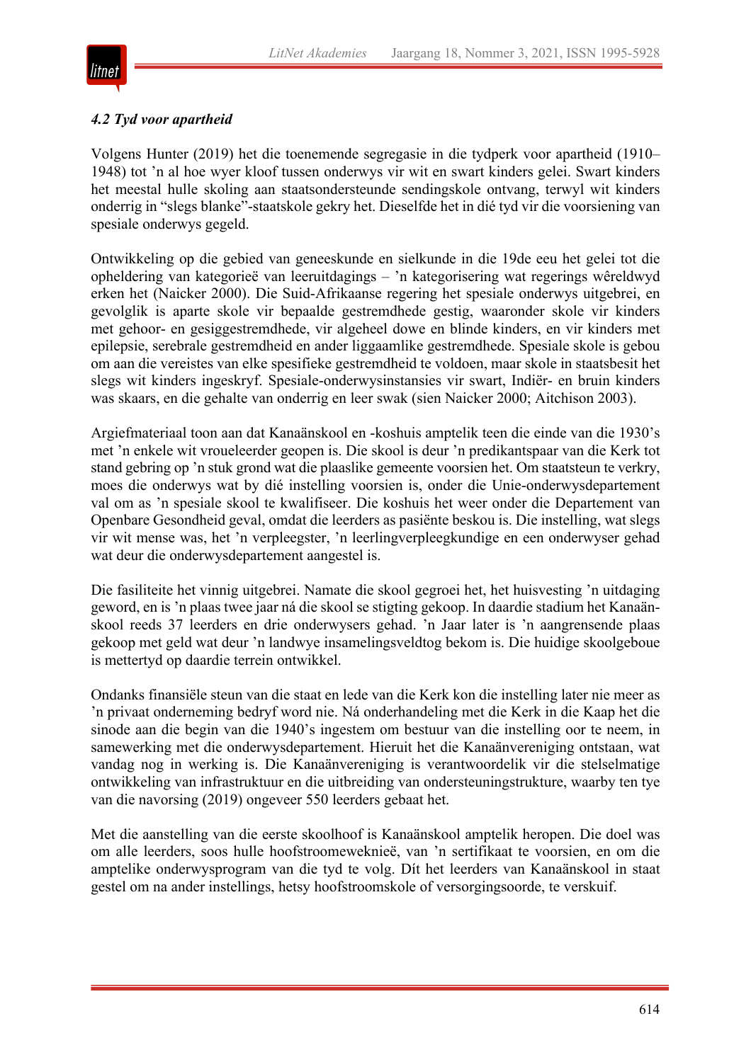### *4.2 Tyd voor apartheid*

Volgens Hunter (2019) het die toenemende segregasie in die tydperk voor apartheid (1910–1948) tot ’n al hoe wyer kloof tussen onderwys vir wit en swart kinders gelei. Swart kinders het meestal hulle skoling aan staatsondersteunde sendingskole ontvang, terwyl wit kinders onderrig in “slegs blanke”-staatskole gekry het. Dieselfde het in dié tyd vir die voorsiening van spesiale onderwys gegeld.

Ontwikkeling op die gebied van geneeskunde en sielkunde in die 19de eeu het gelei tot die opheldering van kategorieë van leeruitdagings – ’n kategorisering wat regerings wêreldwyd erken het (Naicker 2000). Die Suid-Afrikaanse regering het spesiale onderwys uitgebrei, en gevolglik is aparte skole vir bepaalde gestremdhede gestig, waaronder skole vir kinders met gehoor- en gesiggestremdhede, vir algeheel dowe en blinde kinders, en vir kinders met epilepsie, serebrale gestremdheid en ander liggaamlike gestremdhede. Spesiale skole is gebou om aan die vereistes van elke spesifieke gestremdheid te voldoen, maar skole in staatsbesit het slegs wit kinders ingeskryf. Spesiale-onderwysinstansies vir swart, Indiër- en bruin kinders was skaars, en die gehalte van onderrig en leer swak (sien Naicker 2000; Aitchison 2003).

Argiefmateriaal toon aan dat Kanaänskool en -koshuis amptelik teen die einde van die 1930’s met ’n enkele wit vroueleerder geopen is. Die skool is deur ’n predikantspaar van die Kerk tot stand gebring op ’n stuk grond wat die plaaslike gemeente voorsien het. Om staatsteun te verkry, moes die onderwys wat by dié instelling voorsien is, onder die Unie-onderwysdepartement val om as ’n spesiale skool te kwalifiseer. Die koshuis het weer onder die Departement van Openbare Gesondheid geval, omdat die leerders as pasiënte beskou is. Die instelling, wat slegs vir wit mense was, het ’n verpleegster, ’n leerlingverpleegkundige en een onderwyser gehad wat deur die onderwysdepartement aangestel is.

Die fasiliteite het vinnig uitgebrei. Namate die skool gegroei het, het huisvesting ’n uitdaging geword, en is ’n plaas twee jaar ná die skool se stigting gekoop. In daardie stadium het Kanaänskool reeds 37 leerders en drie onderwysers gehad. ’n Jaar later is ’n aangrensende plaas gekoop met geld wat deur ’n landwye insamelingsveldtog bekom is. Die huidige skoolgeboue is mettertyd op daardie terrein ontwikkel.

Ondanks finansiële steun van die staat en lede van die Kerk kon die instelling later nie meer as ’n privaat onderneming bedryf word nie. Ná onderhandeling met die Kerk in die Kaap het die sinode aan die begin van die 1940’s ingestem om bestuur van die instelling oor te neem, in samewerking met die onderwysdepartement. Hieruit het die Kanaänvereniging ontstaan, wat vandag nog in werking is. Die Kanaänvereniging is verantwoordelik vir die stelselmatige ontwikkeling van infrastruktuur en die uitbreiding van ondersteuningstrukture, waarby ten tye van die navorsing (2019) ongeveer 550 leerders gebaat het.

Met die aanstelling van die eerste skoolhoof is Kanaänskool amptelik heropen. Die doel was om alle leerders, soos hulle hoofstroomeweknieë, van ’n sertifikaat te voorsien, en om die amptelike onderwysprogram van die tyd te volg. Dít het leerders van Kanaänskool in staat gestel om na ander instellings, hetsy hoofstroomskole of versorgingsoorde, te verskuif.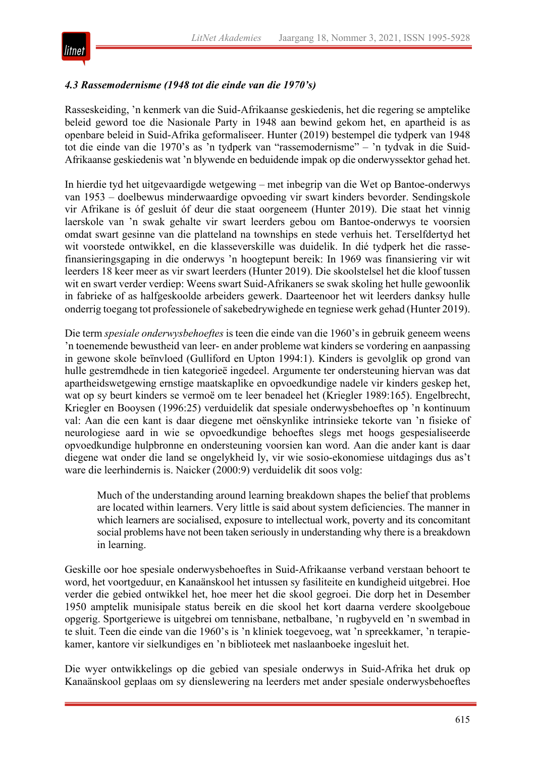#### *4.3 Rassemodernisme (1948 tot die einde van die 1970's)*

Rasseskeiding, 'n kenmerk van die Suid-Afrikaanse geskiedenis, het die regering se amptelike beleid geword toe die Nasionale Party in 1948 aan bewind gekom het, en apartheid is as openbare beleid in Suid-Afrika geformaliseer. Hunter (2019) bestempel die tydperk van 1948 tot die einde van die 1970's as 'n tydperk van "rassemodernisme" – 'n tydvak in die Suid-Afrikaanse geskiedenis wat 'n blywende en beduidende impak op die onderwyssektor gehad het.

In hierdie tyd het uitgevaardigde wetgewing – met inbegrip van die Wet op Bantoe-onderwys van 1953 – doelbewus minderwaardige opvoeding vir swart kinders bevorder. Sendingskole vir Afrikane is óf gesluit óf deur die staat oorgeneem (Hunter 2019). Die staat het vinnig laerskole van 'n swak gehalte vir swart leerders gebou om Bantoe-onderwys te voorsien omdat swart gesinne van die platteland na townships en stede verhuis het. Terselfdertyd het wit voorstede ontwikkel, en die klasseverskille was duidelik. In dié tydperk het die rasse-finansieringsgaping in die onderwys 'n hoogtepunt bereik: In 1969 was finansiering vir wit leerders 18 keer meer as vir swart leerders (Hunter 2019). Die skoolstelsel het die kloof tussen wit en swart verder verdiep: Weens swart Suid-Afrikaners se swak skoling het hulle gewoonlik in fabrieke of as halfgeskoolde arbeiders gewerk. Daarteenoor het wit leerders danksy hulle onderrig toegang tot professionele of sakebedrywighede en tegniese werk gehad (Hunter 2019).

Die term *spesiale onderwysbehoeftes* is teen die einde van die 1960's in gebruik geneem weens 'n toenemende bewustheid van leer- en ander probleme wat kinders se vordering en aanpassing in gewone skole beïnvloed (Gulliford en Upton 1994:1). Kinders is gevolglik op grond van hulle gestremdhede in tien kategorieë ingedeel. Argumente ter ondersteuning hiervan was dat apartheidswetgewing ernstige maatskaplike en opvoedkundige nadele vir kinders geskep het, wat op sy beurt kinders se vermoë om te leer benadeel het (Kriegler 1989:165). Engelbrecht, Kriegler en Booysen (1996:25) verduidelik dat spesiale onderwysbehoeftes op 'n kontinuum val: Aan die een kant is daar diegene met oënskynlike intrinsieke tekorte van 'n fisieke of neurologiese aard in wie se opvoedkundige behoeftes slegs met hoogs gespesialiseerde opvoedkundige hulpbronne en ondersteuning voorsien kan word. Aan die ander kant is daar diegene wat onder die land se ongelykheid ly, vir wie sosio-ekonomiese uitdagings dus as't ware die leerhindernis is. Naicker (2000:9) verduidelik dit soos volg:

> Much of the understanding around learning breakdown shapes the belief that problems are located within learners. Very little is said about system deficiencies. The manner in which learners are socialised, exposure to intellectual work, poverty and its concomitant social problems have not been taken seriously in understanding why there is a breakdown in learning.

Geskille oor hoe spesiale onderwysbehoeftes in Suid-Afrikaanse verband verstaan behoort te word, het voortgeduur, en Kanaänskool het intussen sy fasiliteite en kundigheid uitgebrei. Hoe verder die gebied ontwikkel het, hoe meer het die skool gegroei. Die dorp het in Desember 1950 amptelik munisipale status bereik en die skool het kort daarna verdere skoolgeboue opgerig. Sportgeriewe is uitgebrei om tennisbane, netbalbane, 'n rugbyveld en 'n swembad in te sluit. Teen die einde van die 1960's is 'n kliniek toegevoeg, wat 'n spreekkamer, 'n terapie-kamer, kantore vir sielkundiges en 'n biblioteek met naslaanboeke ingesluit het.

Die wyer ontwikkelings op die gebied van spesiale onderwys in Suid-Afrika het druk op Kanaänskool geplaas om sy dienslewering na leerders met ander spesiale onderwysbehoeftes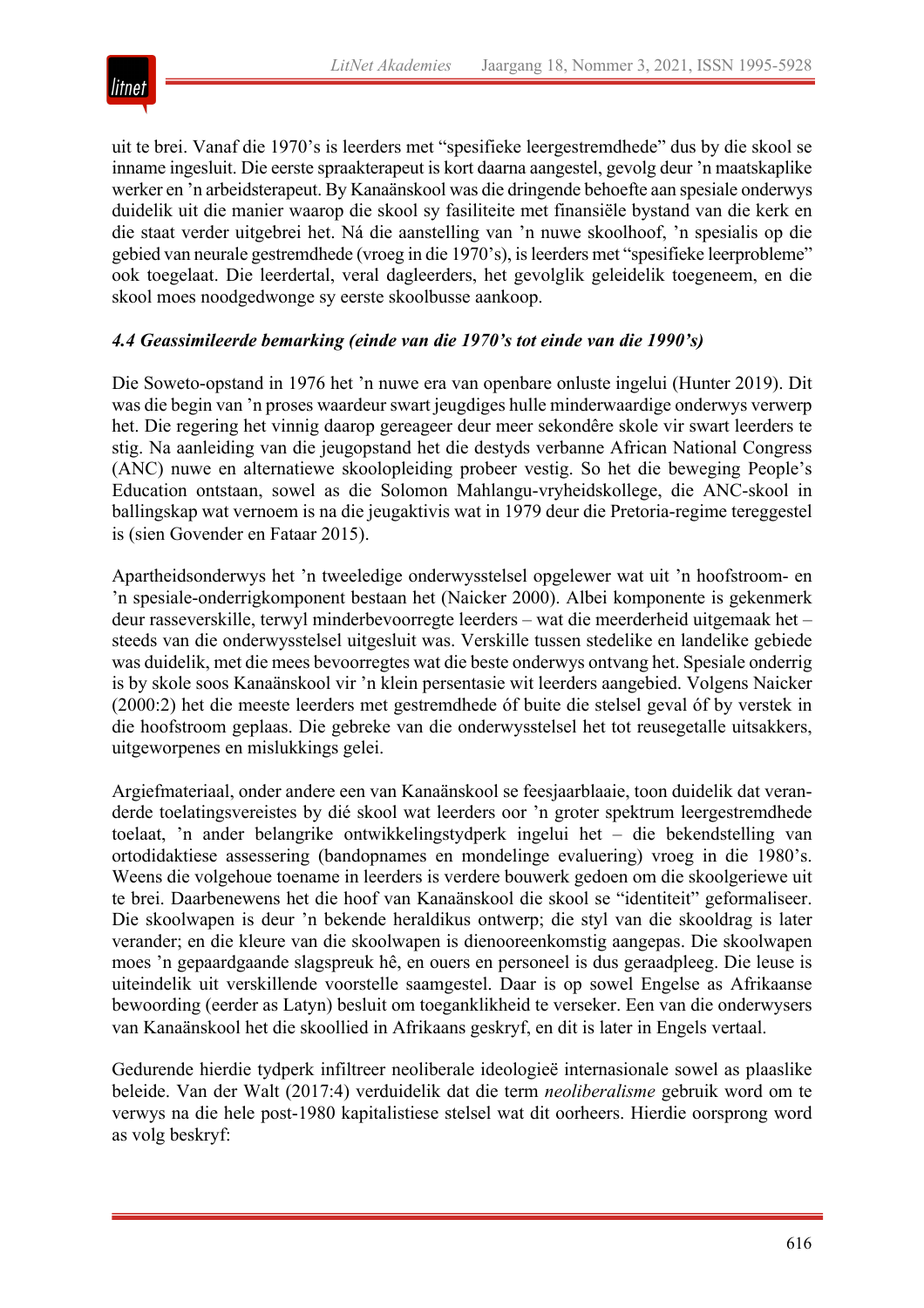uit te brei. Vanaf die 1970's is leerders met "spesifieke leergestremdhede" dus by die skool se inname ingesluit. Die eerste spraakterapeut is kort daarna aangestel, gevolg deur 'n maatskaplike werker en 'n arbeidsterapeut. By Kanaänskool was die dringende behoefte aan spesiale onderwys duidelik uit die manier waarop die skool sy fasiliteite met finansiële bystand van die kerk en die staat verder uitgebrei het. Ná die aanstelling van 'n nuwe skoolhoof, 'n spesialis op die gebied van neurale gestremdhede (vroeg in die 1970's), is leerders met "spesifieke leerprobleme" ook toegelaat. Die leerdertal, veral dagleerders, het gevolglik geleidelik toegeneem, en die skool moes noodgedwonge sy eerste skoolbusse aankoop.

### *4.4 Geassimileerde bemarking (einde van die 1970's tot einde van die 1990's)*

Die Soweto-opstand in 1976 het 'n nuwe era van openbare onluste ingelui (Hunter 2019). Dit was die begin van 'n proses waardeur swart jeugdiges hulle minderwaardige onderwys verwerp het. Die regering het vinnig daarop gereageer deur meer sekondêre skole vir swart leerders te stig. Na aanleiding van die jeugopstand het die destyds verbanne African National Congress (ANC) nuwe en alternatiewe skoolopleiding probeer vestig. So het die beweging People's Education ontstaan, sowel as die Solomon Mahlangu-vryheidskollege, die ANC-skool in ballingskap wat vernoem is na die jeugaktivis wat in 1979 deur die Pretoria-regime tereggestel is (sien Govender en Fataar 2015).

Apartheidsonderwys het 'n tweeledige onderwysstelsel opgelewer wat uit 'n hoofstroom- en 'n spesiale-onderrigkomponent bestaan het (Naicker 2000). Albei komponente is gekenmerk deur rasseverskille, terwyl minderbevoorregte leerders – wat die meerderheid uitgemaak het – steeds van die onderwysstelsel uitgesluit was. Verskille tussen stedelike en landelike gebiede was duidelik, met die mees bevoorregtes wat die beste onderwys ontvang het. Spesiale onderrig is by skole soos Kanaänskool vir 'n klein persentasie wit leerders aangebied. Volgens Naicker (2000:2) het die meeste leerders met gestremdhede óf buite die stelsel geval óf by verstek in die hoofstroom geplaas. Die gebreke van die onderwysstelsel het tot reusegetalle uitsakkers, uitgeworpenes en mislukkings gelei.

Argiefmateriaal, onder andere een van Kanaänskool se feesjaarblaaie, toon duidelik dat veranderde toelatingsvereistes by dié skool wat leerders oor 'n groter spektrum leergestremdhede toelaat, 'n ander belangrike ontwikkelingstydperk ingelui het – die bekendstelling van ortodidaktiese assessering (bandopnames en mondelinge evaluering) vroeg in die 1980's. Weens die volgehoue toename in leerders is verdere bouwerk gedoen om die skoolgeriewe uit te brei. Daarbenewens het die hoof van Kanaänskool die skool se "identiteit" geformaliseer. Die skoolwapen is deur 'n bekende heraldikus ontwerp; die styl van die skooldrag is later verander; en die kleure van die skoolwapen is dienooreenkomstig aangepas. Die skoolwapen moes 'n gepaardgaande slagspreuk hê, en ouers en personeel is dus geraadpleeg. Die leuse is uiteindelik uit verskillende voorstelle saamgestel. Daar is op sowel Engelse as Afrikaanse bewoording (eerder as Latyn) besluit om toeganklikheid te verseker. Een van die onderwysers van Kanaänskool het die skoollied in Afrikaans geskryf, en dit is later in Engels vertaal.

Gedurende hierdie tydperk infiltreer neoliberale ideologieë internasionale sowel as plaaslike beleide. Van der Walt (2017:4) verduidelik dat die term *neoliberalisme* gebruik word om te verwys na die hele post-1980 kapitalistiese stelsel wat dit oorheers. Hierdie oorsprong word as volg beskryf: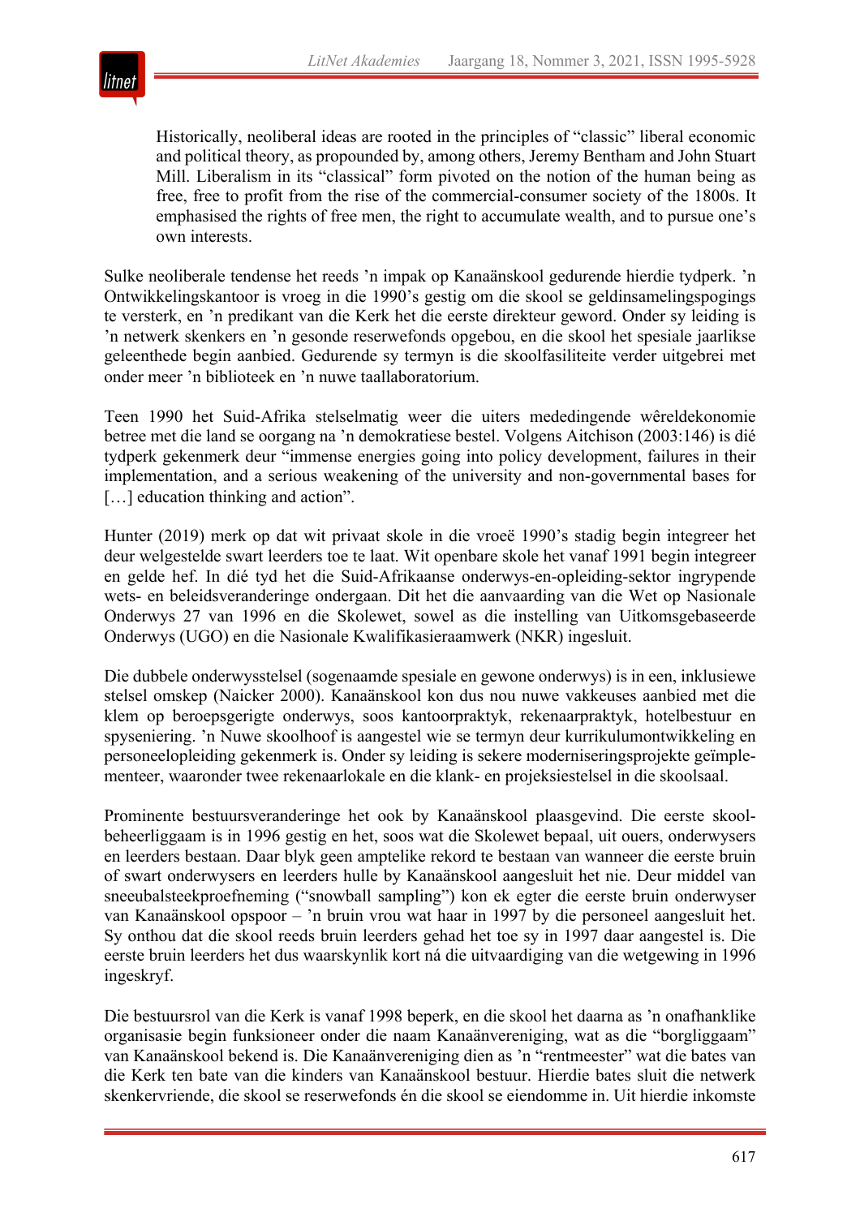> Historically, neoliberal ideas are rooted in the principles of "classic" liberal economic and political theory, as propounded by, among others, Jeremy Bentham and John Stuart Mill. Liberalism in its "classical" form pivoted on the notion of the human being as free, free to profit from the rise of the commercial-consumer society of the 1800s. It emphasised the rights of free men, the right to accumulate wealth, and to pursue one's own interests.

Sulke neoliberale tendense het reeds 'n impak op Kanaänskool gedurende hierdie tydperk. 'n Ontwikkelingskantoor is vroeg in die 1990's gestig om die skool se geldinsamelingspogings te versterk, en 'n predikant van die Kerk het die eerste direkteur geword. Onder sy leiding is 'n netwerk skenkers en 'n gesonde reserwefonds opgebou, en die skool het spesiale jaarlikse geleenthede begin aanbied. Gedurende sy termyn is die skoolfasiliteite verder uitgebrei met onder meer 'n biblioteek en 'n nuwe taallaboratorium.

Teen 1990 het Suid-Afrika stelselmatig weer die uiters mededingende wêreldekonomie betree met die land se oorgang na 'n demokratiese bestel. Volgens Aitchison (2003:146) is dié tydperk gekenmerk deur "immense energies going into policy development, failures in their implementation, and a serious weakening of the university and non-governmental bases for […] education thinking and action".

Hunter (2019) merk op dat wit privaat skole in die vroeë 1990's stadig begin integreer het deur welgestelde swart leerders toe te laat. Wit openbare skole het vanaf 1991 begin integreer en gelde hef. In dié tyd het die Suid-Afrikaanse onderwys-en-opleiding-sektor ingrypende wets- en beleidsveranderinge ondergaan. Dit het die aanvaarding van die Wet op Nasionale Onderwys 27 van 1996 en die Skolewet, sowel as die instelling van Uitkomsgebaseerde Onderwys (UGO) en die Nasionale Kwalifikasieraamwerk (NKR) ingesluit.

Die dubbele onderwysstelsel (sogenaamde spesiale en gewone onderwys) is in een, inklusiewe stelsel omskep (Naicker 2000). Kanaänskool kon dus nou nuwe vakkeuses aanbied met die klem op beroepsgerigte onderwys, soos kantoorpraktyk, rekenaarpraktyk, hotelbestuur en spyseniering. 'n Nuwe skoolhoof is aangestel wie se termyn deur kurrikulumontwikkeling en personeelopleiding gekenmerk is. Onder sy leiding is sekere moderniseringsprojekte geïmplementeer, waaronder twee rekenaarlokale en die klank- en projeksiestelsel in die skoolsaal.

Prominente bestuursveranderinge het ook by Kanaänskool plaasgevind. Die eerste skoolbeheerliggaam is in 1996 gestig en het, soos wat die Skolewet bepaal, uit ouers, onderwysers en leerders bestaan. Daar blyk geen amptelike rekord te bestaan van wanneer die eerste bruin of swart onderwysers en leerders hulle by Kanaänskool aangesluit het nie. Deur middel van sneeubalsteekproefneming ("snowball sampling") kon ek egter die eerste bruin onderwyser van Kanaänskool opspoor – 'n bruin vrou wat haar in 1997 by die personeel aangesluit het. Sy onthou dat die skool reeds bruin leerders gehad het toe sy in 1997 daar aangestel is. Die eerste bruin leerders het dus waarskynlik kort ná die uitvaardiging van die wetgewing in 1996 ingeskryf.

Die bestuursrol van die Kerk is vanaf 1998 beperk, en die skool het daarna as 'n onafhanklike organisasie begin funksioneer onder die naam Kanaänvereniging, wat as die "borgliggaam" van Kanaänskool bekend is. Die Kanaänvereniging dien as 'n "rentmeester" wat die bates van die Kerk ten bate van die kinders van Kanaänskool bestuur. Hierdie bates sluit die netwerk skenkervriende, die skool se reserwefonds én die skool se eiendomme in. Uit hierdie inkomste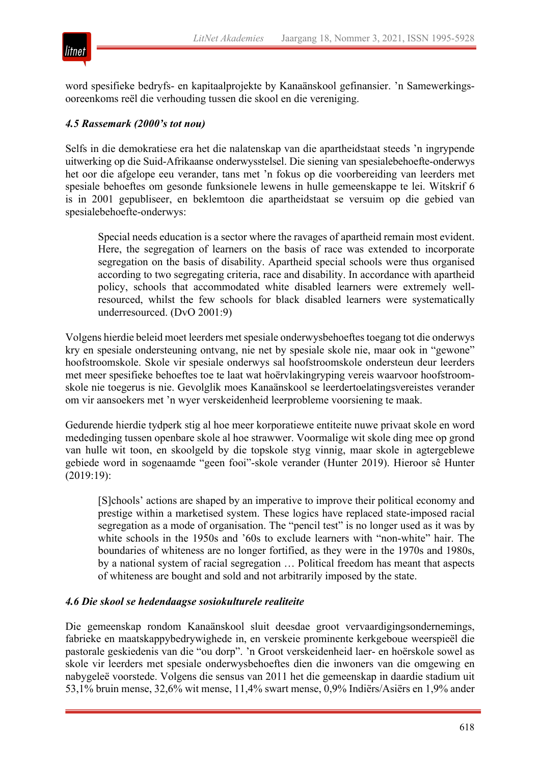word spesifieke bedryfs- en kapitaalprojekte by Kanaänskool gefinansier. 'n Samewerkingsooreenkoms reël die verhouding tussen die skool en die vereniging.

### *4.5 Rassemark (2000's tot nou)*

Selfs in die demokratiese era het die nalatenskap van die apartheidstaat steeds 'n ingrypende uitwerking op die Suid-Afrikaanse onderwysstelsel. Die siening van spesialebehoefte-onderwys het oor die afgelope eeu verander, tans met 'n fokus op die voorbereiding van leerders met spesiale behoeftes om gesonde funksionele lewens in hulle gemeenskappe te lei. Witskrif 6 is in 2001 gepubliseer, en beklemtoon die apartheidstaat se versuim op die gebied van spesialebehoefte-onderwys:

> Special needs education is a sector where the ravages of apartheid remain most evident. Here, the segregation of learners on the basis of race was extended to incorporate segregation on the basis of disability. Apartheid special schools were thus organised according to two segregating criteria, race and disability. In accordance with apartheid policy, schools that accommodated white disabled learners were extremely well-resourced, whilst the few schools for black disabled learners were systematically underresourced. (DvO 2001:9)

Volgens hierdie beleid moet leerders met spesiale onderwysbehoeftes toegang tot die onderwys kry en spesiale ondersteuning ontvang, nie net by spesiale skole nie, maar ook in "gewone" hoofstroomskole. Skole vir spesiale onderwys sal hoofstroomskole ondersteun deur leerders met meer spesifieke behoeftes toe te laat wat hoërvlakingryping vereis waarvoor hoofstroomskole nie toegerus is nie. Gevolglik moes Kanaänskool se leerdertoelatingsvereistes verander om vir aansoekers met 'n wyer verskeidenheid leerprobleme voorsiening te maak.

Gedurende hierdie tydperk stig al hoe meer korporatiewe entiteite nuwe privaat skole en word mededinging tussen openbare skole al hoe strawwer. Voormalige wit skole ding mee op grond van hulle wit toon, en skoolgeld by die topskole styg vinnig, maar skole in agtergeblewe gebiede word in sogenaamde "geen fooi"-skole verander (Hunter 2019). Hieroor sê Hunter (2019:19):

> [S]chools' actions are shaped by an imperative to improve their political economy and prestige within a marketised system. These logics have replaced state-imposed racial segregation as a mode of organisation. The "pencil test" is no longer used as it was by white schools in the 1950s and '60s to exclude learners with "non-white" hair. The boundaries of whiteness are no longer fortified, as they were in the 1970s and 1980s, by a national system of racial segregation … Political freedom has meant that aspects of whiteness are bought and sold and not arbitrarily imposed by the state.

### *4.6 Die skool se hedendaagse sosiokulturele realiteite*

Die gemeenskap rondom Kanaänskool sluit deesdae groot vervaardigingsondernemings, fabrieke en maatskappybedrywighede in, en verskeie prominente kerkgeboue weerspieël die pastorale geskiedenis van die "ou dorp". 'n Groot verskeidenheid laer- en hoërskole sowel as skole vir leerders met spesiale onderwysbehoeftes dien die inwoners van die omgewing en nabygeleë voorstede. Volgens die sensus van 2011 het die gemeenskap in daardie stadium uit 53,1% bruin mense, 32,6% wit mense, 11,4% swart mense, 0,9% Indiërs/Asiërs en 1,9% ander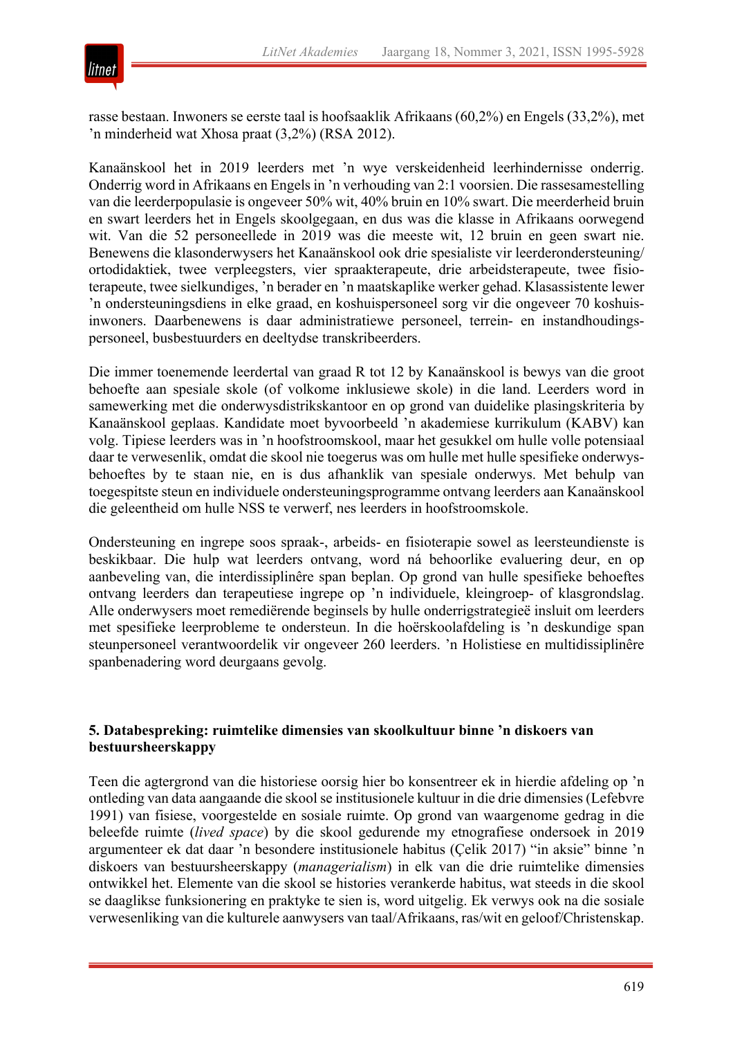rasse bestaan. Inwoners se eerste taal is hoofsaaklik Afrikaans (60,2%) en Engels (33,2%), met ’n minderheid wat Xhosa praat (3,2%) (RSA 2012).

Kanaänskool het in 2019 leerders met ’n wye verskeidenheid leerhindernisse onderrig. Onderrig word in Afrikaans en Engels in ’n verhouding van 2:1 voorsien. Die rassesamestelling van die leerderpopulasie is ongeveer 50% wit, 40% bruin en 10% swart. Die meerderheid bruin en swart leerders het in Engels skoolgegaan, en dus was die klasse in Afrikaans oorwegend wit. Van die 52 personeellede in 2019 was die meeste wit, 12 bruin en geen swart nie. Benewens die klasonderwysers het Kanaänskool ook drie spesialiste vir leerderondersteuning/ortodidaktiek, twee verpleegsters, vier spraakterapeute, drie arbeidsterapeute, twee fisioterapeute, twee sielkundiges, ’n berader en ’n maatskaplike werker gehad. Klasassistente lewer ’n ondersteuningsdiens in elke graad, en koshuispersoneel sorg vir die ongeveer 70 koshuisinwoners. Daarbenewens is daar administratiewe personeel, terrein- en instandhoudingspersoneel, busbestuurders en deeltydse transkribeerders.

Die immer toenemende leerdertal van graad R tot 12 by Kanaänskool is bewys van die groot behoefte aan spesiale skole (of volkome inklusiewe skole) in die land. Leerders word in samewerking met die onderwysdistrikskantoor en op grond van duidelike plasingskriteria by Kanaänskool geplaas. Kandidate moet byvoorbeeld ’n akademiese kurrikulum (KABV) kan volg. Tipiese leerders was in ’n hoofstroomskool, maar het gesukkel om hulle volle potensiaal daar te verwesenlik, omdat die skool nie toegerus was om hulle met hulle spesifieke onderwysbehoeftes by te staan nie, en is dus afhanklik van spesiale onderwys. Met behulp van toegespitste steun en individuele ondersteuningsprogramme ontvang leerders aan Kanaänskool die geleentheid om hulle NSS te verwerf, nes leerders in hoofstroomskole.

Ondersteuning en ingrepe soos spraak-, arbeids- en fisioterapie sowel as leersteundienste is beskikbaar. Die hulp wat leerders ontvang, word ná behoorlike evaluering deur, en op aanbeveling van, die interdissiplinêre span beplan. Op grond van hulle spesifieke behoeftes ontvang leerders dan terapeutiese ingrepe op ’n individuele, kleingroep- of klasgrondslag. Alle onderwysers moet remediërende beginsels by hulle onderrigstrategieë insluit om leerders met spesifieke leerprobleme te ondersteun. In die hoërskoolafdeling is ’n deskundige span steunpersoneel verantwoordelik vir ongeveer 260 leerders. ’n Holistiese en multidissiplinêre spanbenadering word deurgaans gevolg.

## 5. Databespreking: ruimtelike dimensies van skoolkultuur binne ’n diskoers van bestuursheerskappy

Teen die agtergrond van die historiese oorsig hier bo konsentreer ek in hierdie afdeling op ’n ontleding van data aangaande die skool se institusionele kultuur in die drie dimensies (Lefebvre 1991) van fisiese, voorgestelde en sosiale ruimte. Op grond van waargenome gedrag in die beleefde ruimte (*lived space*) by die skool gedurende my etnografiese ondersoek in 2019 argumenteer ek dat daar ’n besondere institusionele habitus (Çelik 2017) “in aksie” binne ’n diskoers van bestuursheerskappy (*managerialism*) in elk van die drie ruimtelike dimensies ontwikkel het. Elemente van die skool se histories verankerde habitus, wat steeds in die skool se daaglikse funksionering en praktyke te sien is, word uitgelig. Ek verwys ook na die sosiale verwesenliking van die kulturele aanwysers van taal/Afrikaans, ras/wit en geloof/Christenskap.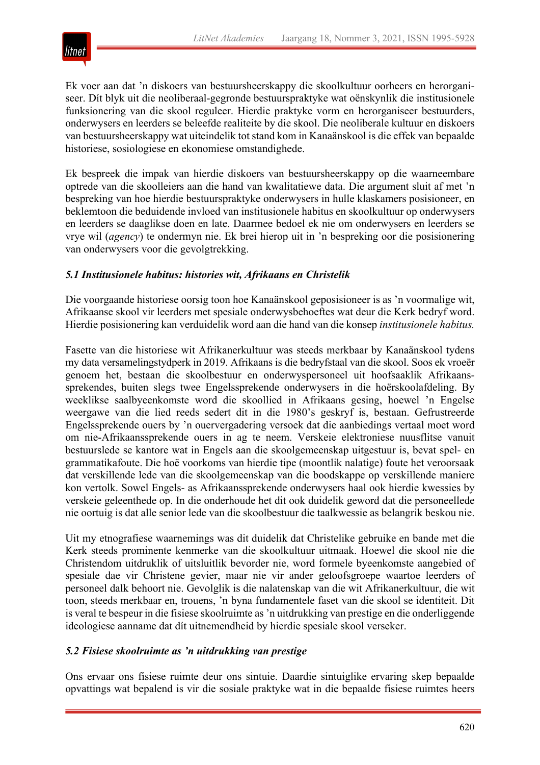Ek voer aan dat ’n diskoers van bestuursheerskappy die skoolkultuur oorheers en herorganiseer. Dít blyk uit die neoliberaal-gegronde bestuurspraktyke wat oënskynlik die institusionele funksionering van die skool reguleer. Hierdie praktyke vorm en herorganiseer bestuurders, onderwysers en leerders se beleefde realiteite by die skool. Die neoliberale kultuur en diskoers van bestuursheerskappy wat uiteindelik tot stand kom in Kanaänskool is die effek van bepaalde historiese, sosiologiese en ekonomiese omstandighede.

Ek bespreek die impak van hierdie diskoers van bestuursheerskappy op die waarneembare optrede van die skoolleiers aan die hand van kwalitatiewe data. Die argument sluit af met ’n bespreking van hoe hierdie bestuurspraktyke onderwysers in hulle klaskamers posisioneer, en beklemtoon die beduidende invloed van institusionele habitus en skoolkultuur op onderwysers en leerders se daaglikse doen en late. Daarmee bedoel ek nie om onderwysers en leerders se vrye wil (*agency*) te ondermyn nie. Ek brei hierop uit in ’n bespreking oor die posisionering van onderwysers voor die gevolgtrekking.

### *5.1 Institusionele habitus: histories wit, Afrikaans en Christelik*

Die voorgaande historiese oorsig toon hoe Kanaänskool geposisioneer is as ’n voormalige wit, Afrikaanse skool vir leerders met spesiale onderwysbehoeftes wat deur die Kerk bedryf word. Hierdie posisionering kan verduidelik word aan die hand van die konsep *institusionele habitus.*

Fasette van die historiese wit Afrikanerkultuur was steeds merkbaar by Kanaänskool tydens my data versamelingstydperk in 2019. Afrikaans is die bedryfstaal van die skool. Soos ek vroeër genoem het, bestaan die skoolbestuur en onderwyspersoneel uit hoofsaaklik Afrikaanssprekendes, buiten slegs twee Engelssprekende onderwysers in die hoërskoolafdeling. By weeklikse saalbyeenkomste word die skoollied in Afrikaans gesing, hoewel ’n Engelse weergawe van die lied reeds sedert dit in die 1980’s geskryf is, bestaan. Gefrustreerde Engelssprekende ouers by ’n ouervergadering versoek dat die aanbiedings vertaal moet word om nie-Afrikaanssprekende ouers in ag te neem. Verskeie elektroniese nuusflitse vanuit bestuurslede se kantore wat in Engels aan die skoolgemeenskap uitgestuur is, bevat spel- en grammatikafoute. Die hoë voorkoms van hierdie tipe (moontlik nalatige) foute het veroorsaak dat verskillende lede van die skoolgemeenskap van die boodskappe op verskillende maniere kon vertolk. Sowel Engels- as Afrikaanssprekende onderwysers haal ook hierdie kwessies by verskeie geleenthede op. In die onderhoude het dit ook duidelik geword dat die personeellede nie oortuig is dat alle senior lede van die skoolbestuur die taalkwessie as belangrik beskou nie.

Uit my etnografiese waarnemings was dit duidelik dat Christelike gebruike en bande met die Kerk steeds prominente kenmerke van die skoolkultuur uitmaak. Hoewel die skool nie die Christendom uitdruklik of uitsluitlik bevorder nie, word formele byeenkomste aangebied of spesiale dae vir Christene gevier, maar nie vir ander geloofsgroepe waartoe leerders of personeel dalk behoort nie. Gevolglik is die nalatenskap van die wit Afrikanerkultuur, die wit toon, steeds merkbaar en, trouens, ’n byna fundamentele faset van die skool se identiteit. Dit is veral te bespeur in die fisiese skoolruimte as ’n uitdrukking van prestige en die onderliggende ideologiese aanname dat dít uitnemendheid by hierdie spesiale skool verseker.

### *5.2 Fisiese skoolruimte as ’n uitdrukking van prestige*

Ons ervaar ons fisiese ruimte deur ons sintuie. Daardie sintuiglike ervaring skep bepaalde opvattings wat bepalend is vir die sosiale praktyke wat in die bepaalde fisiese ruimtes heers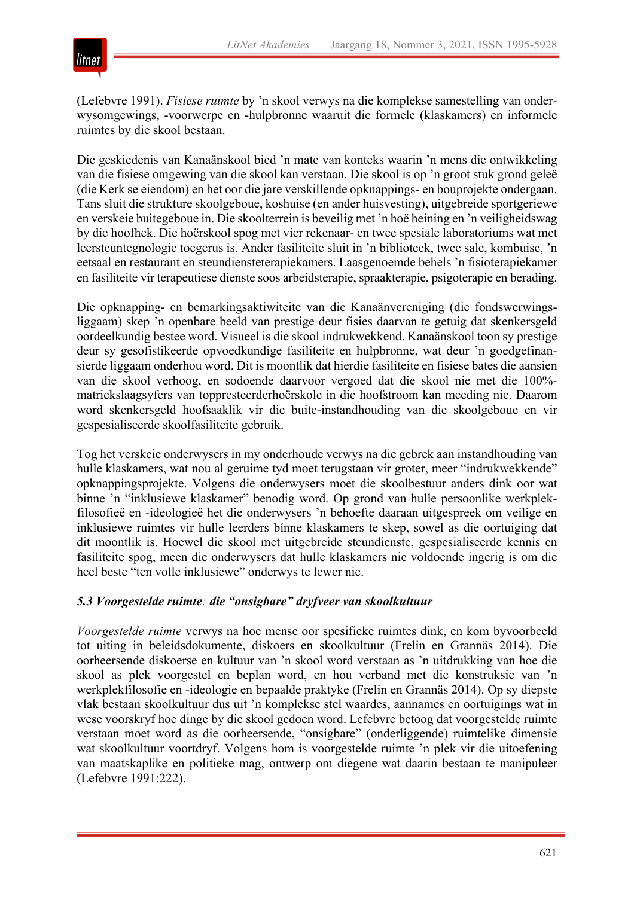(Lefebvre 1991). *Fisiese ruimte* by 'n skool verwys na die komplekse samestelling van onderwysomgewings, -voorwerpe en -hulpbronne waaruit die formele (klaskamers) en informele ruimtes by die skool bestaan.

Die geskiedenis van Kanaänskool bied 'n mate van konteks waarin 'n mens die ontwikkeling van die fisiese omgewing van die skool kan verstaan. Die skool is op 'n groot stuk grond geleë (die Kerk se eiendom) en het oor die jare verskillende opknappings- en bouprojekte ondergaan. Tans sluit die strukture skoolgeboue, koshuise (en ander huisvesting), uitgebreide sportgeriewe en verskeie buitegeboue in. Die skoolterrein is beveilig met 'n hoë heining en 'n veiligheidswag by die hoofhek. Die hoërskool spog met vier rekenaar- en twee spesiale laboratoriums wat met leersteuntegnologie toegerus is. Ander fasiliteite sluit in 'n biblioteek, twee sale, kombuise, 'n eetsaal en restaurant en steundiensteterapiekamers. Laasgenoemde behels 'n fisioterapiekamer en fasiliteite vir terapeutiese dienste soos arbeidsterapie, spraakterapie, psigoterapie en berading.

Die opknapping- en bemarkingsaktiwiteite van die Kanaänvereniging (die fondswerwingsliggaam) skep 'n openbare beeld van prestige deur fisies daarvan te getuig dat skenkersgeld oordeelkundig bestee word. Visueel is die skool indrukwekkend. Kanaänskool toon sy prestige deur sy gesofistikeerde opvoedkundige fasiliteite en hulpbronne, wat deur 'n goedgefinansierde liggaam onderhou word. Dit is moontlik dat hierdie fasiliteite en fisiese bates die aansien van die skool verhoog, en sodoende daarvoor vergoed dat die skool nie met die 100%-matriekslaagsyfers van toppresteerderhoërskole in die hoofstroom kan meeding nie. Daarom word skenkersgeld hoofsaaklik vir die buite-instandhouding van die skoolgeboue en vir gespesialiseerde skoolfasiliteite gebruik.

Tog het verskeie onderwysers in my onderhoude verwys na die gebrek aan instandhouding van hulle klaskamers, wat nou al geruime tyd moet terugstaan vir groter, meer "indrukwekkende" opknappingsprojekte. Volgens die onderwysers moet die skoolbestuur anders dink oor wat binne 'n "inklusiewe klaskamer" benodig word. Op grond van hulle persoonlike werkplekfilosofieë en -ideologieë het die onderwysers 'n behoefte daaraan uitgespreek om veilige en inklusiewe ruimtes vir hulle leerders bínne klaskamers te skep, sowel as die oortuiging dat dit moontlik is. Hoewel die skool met uitgebreide steundienste, gespesialiseerde kennis en fasiliteite spog, meen die onderwysers dat hulle klaskamers nie voldoende ingerig is om die heel beste "ten volle inklusiewe" onderwys te lewer nie.

### *5.3 Voorgestelde ruimte: die "onsigbare" dryfveer van skoolkultuur*

*Voorgestelde ruimte* verwys na hoe mense oor spesifieke ruimtes dink, en kom byvoorbeeld tot uiting in beleidsdokumente, diskoers en skoolkultuur (Frelin en Grannäs 2014). Die oorheersende diskoerse en kultuur van 'n skool word verstaan as 'n uitdrukking van hoe die skool as plek voorgestel en beplan word, en hou verband met die konstruksie van 'n werkplekfilosofie en -ideologie en bepaalde praktyke (Frelin en Grannäs 2014). Op sy diepste vlak bestaan skoolkultuur dus uit 'n komplekse stel waardes, aannames en oortuigings wat in wese voorskryf hoe dinge by die skool gedoen word. Lefebvre betoog dat voorgestelde ruimte verstaan moet word as die oorheersende, "onsigbare" (onderliggende) ruimtelike dimensie wat skoolkultuur voortdryf. Volgens hom is voorgestelde ruimte 'n plek vir die uitoefening van maatskaplike en politieke mag, ontwerp om diegene wat daarin bestaan te manipuleer (Lefebvre 1991:222).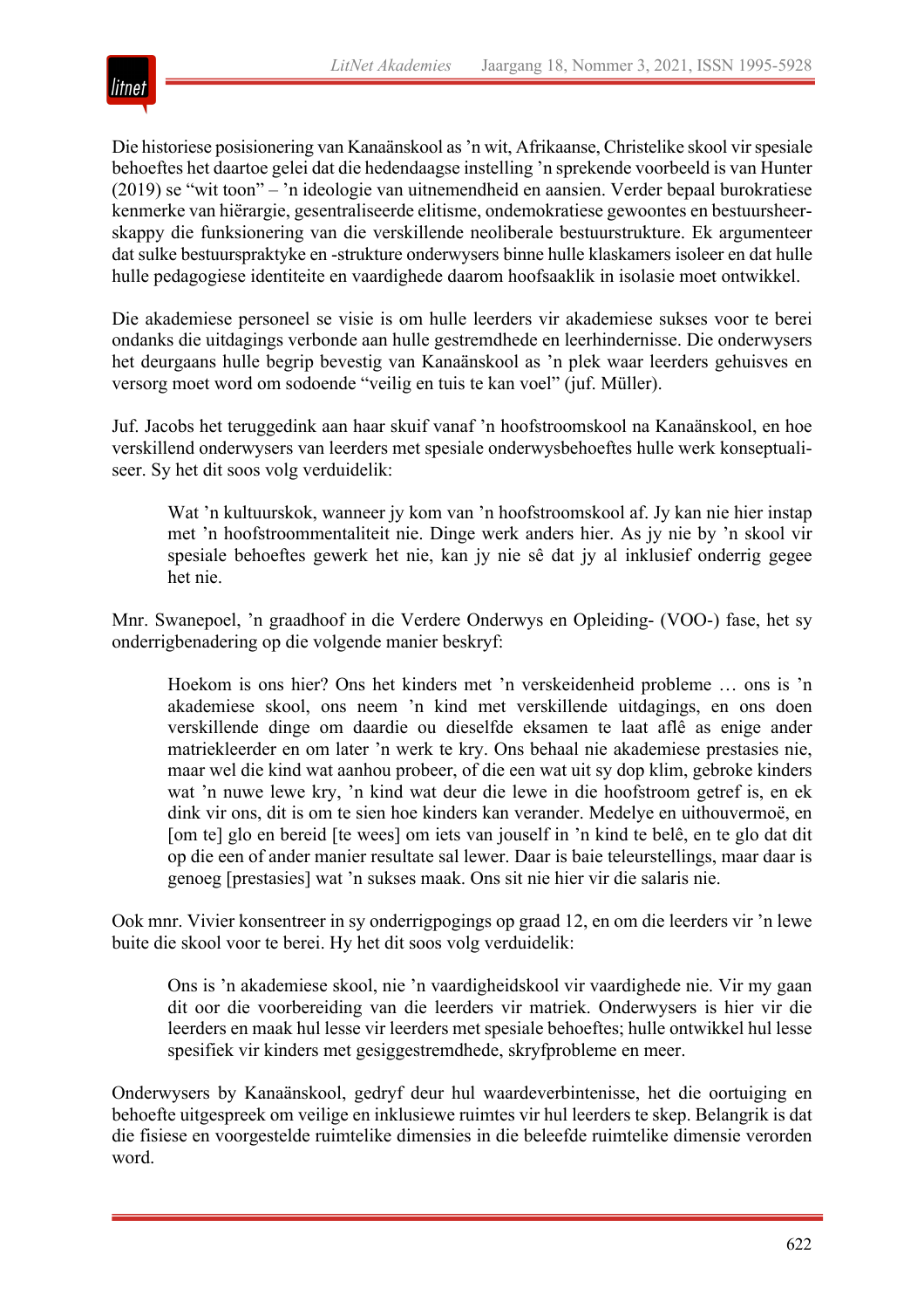Die historiese posisionering van Kanaänskool as 'n wit, Afrikaanse, Christelike skool vir spesiale behoeftes het daartoe gelei dat die hedendaagse instelling 'n sprekende voorbeeld is van Hunter (2019) se "wit toon" – 'n ideologie van uitnemendheid en aansien. Verder bepaal burokratiese kenmerke van hiërargie, gesentraliseerde elitisme, ondemokratiese gewoontes en bestuursheerskappy die funksionering van die verskillende neoliberale bestuurstrukture. Ek argumenteer dat sulke bestuurspraktyke en -strukture onderwysers binne hulle klaskamers isoleer en dat hulle hulle pedagogiese identiteite en vaardighede daarom hoofsaaklik in isolasie moet ontwikkel.

Die akademiese personeel se visie is om hulle leerders vir akademiese sukses voor te berei ondanks die uitdagings verbonde aan hulle gestremdhede en leerhindernisse. Die onderwysers het deurgaans hulle begrip bevestig van Kanaänskool as 'n plek waar leerders gehuisves en versorg moet word om sodoende "veilig en tuis te kan voel" (juf. Müller).

Juf. Jacobs het teruggedink aan haar skuif vanaf 'n hoofstroomskool na Kanaänskool, en hoe verskillend onderwysers van leerders met spesiale onderwysbehoeftes hulle werk konseptualiseer. Sy het dit soos volg verduidelik:

> Wat 'n kultuurskok, wanneer jy kom van 'n hoofstroomskool af. Jy kan nie hier instap met 'n hoofstroommentaliteit nie. Dinge werk anders hier. As jy nie by 'n skool vir spesiale behoeftes gewerk het nie, kan jy nie sê dat jy al inklusief onderrig gegee het nie.

Mnr. Swanepoel, 'n graadhoof in die Verdere Onderwys en Opleiding- (VOO-) fase, het sy onderrigbenadering op die volgende manier beskryf:

> Hoekom is ons hier? Ons het kinders met 'n verskeidenheid probleme … ons is 'n akademiese skool, ons neem 'n kind met verskillende uitdagings, en ons doen verskillende dinge om daardie ou dieselfde eksamen te laat aflê as enige ander matriekleerder en om later 'n werk te kry. Ons behaal nie akademiese prestasies nie, maar wel die kind wat aanhou probeer, of die een wat uit sy dop klim, gebroke kinders wat 'n nuwe lewe kry, 'n kind wat deur die lewe in die hoofstroom getref is, en ek dink vir ons, dit is om te sien hoe kinders kan verander. Medelye en uithouvermoë, en [om te] glo en bereid [te wees] om iets van jouself in 'n kind te belê, en te glo dat dit op die een of ander manier resultate sal lewer. Daar is baie teleurstellings, maar daar is genoeg [prestasies] wat 'n sukses maak. Ons sit nie hier vir die salaris nie.

Ook mnr. Vivier konsentreer in sy onderrigpogings op graad 12, en om die leerders vir 'n lewe buite die skool voor te berei. Hy het dit soos volg verduidelik:

> Ons is 'n akademiese skool, nie 'n vaardigheidskool vir vaardighede nie. Vir my gaan dit oor die voorbereiding van die leerders vir matriek. Onderwysers is hier vir die leerders en maak hul lesse vir leerders met spesiale behoeftes; hulle ontwikkel hul lesse spesifiek vir kinders met gesiggestremdhede, skryfprobleme en meer.

Onderwysers by Kanaänskool, gedryf deur hul waardeverbintenisse, het die oortuiging en behoefte uitgespreek om veilige en inklusiewe ruimtes vir hul leerders te skep. Belangrik is dat die fisiese en voorgestelde ruimtelike dimensies in die beleefde ruimtelike dimensie verorden word.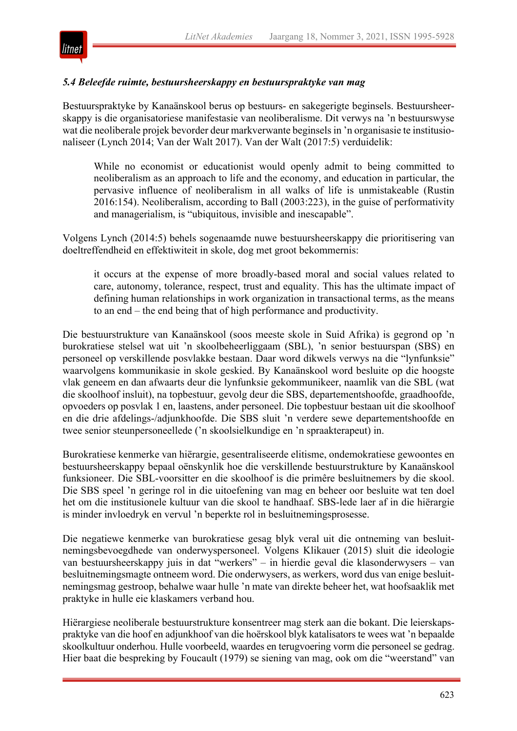### *5.4 Beleefde ruimte, bestuursheerskappy en bestuurspraktyke van mag*

Bestuurspraktyke by Kanaänskool berus op bestuurs- en sakegerigte beginsels. Bestuursheerskappy is die organisatoriese manifestasie van neoliberalisme. Dit verwys na ’n bestuurswyse wat die neoliberale projek bevorder deur markverwante beginsels in ’n organisasie te institusionaliseer (Lynch 2014; Van der Walt 2017). Van der Walt (2017:5) verduidelik:

> While no economist or educationist would openly admit to being committed to neoliberalism as an approach to life and the economy, and education in particular, the pervasive influence of neoliberalism in all walks of life is unmistakeable (Rustin 2016:154). Neoliberalism, according to Ball (2003:223), in the guise of performativity and managerialism, is “ubiquitous, invisible and inescapable”.

Volgens Lynch (2014:5) behels sogenaamde nuwe bestuursheerskappy die prioritisering van doeltreffendheid en effektiwiteit in skole, dog met groot bekommernis:

> it occurs at the expense of more broadly-based moral and social values related to care, autonomy, tolerance, respect, trust and equality. This has the ultimate impact of defining human relationships in work organization in transactional terms, as the means to an end – the end being that of high performance and productivity.

Die bestuurstrukture van Kanaänskool (soos meeste skole in Suid Afrika) is gegrond op ’n burokratiese stelsel wat uit ’n skoolbeheerliggaam (SBL), ’n senior bestuurspan (SBS) en personeel op verskillende posvlakke bestaan. Daar word dikwels verwys na die “lynfunksie” waarvolgens kommunikasie in skole geskied. By Kanaänskool word besluite op die hoogste vlak geneem en dan afwaarts deur die lynfunksie gekommunikeer, naamlik van die SBL (wat die skoolhoof insluit), na topbestuur, gevolg deur die SBS, departementshoofde, graadhoofde, opvoeders op posvlak 1 en, laastens, ander personeel. Die topbestuur bestaan uit die skoolhoof en die drie afdelings-/adjunkhoofde. Die SBS sluit ’n verdere sewe departementshoofde en twee senior steunpersoneellede (’n skoolsielkundige en ’n spraakterapeut) in.

Burokratiese kenmerke van hiërargie, gesentraliseerde elitisme, ondemokratiese gewoontes en bestuursheerskappy bepaal oënskynlik hoe die verskillende bestuurstrukture by Kanaänskool funksioneer. Die SBL-voorsitter en die skoolhoof is die primêre besluitnemers by die skool. Die SBS speel ’n geringe rol in die uitoefening van mag en beheer oor besluite wat ten doel het om die institusionele kultuur van die skool te handhaaf. SBS-lede laer af in die hiërargie is minder invloedryk en vervul ’n beperkte rol in besluitnemingsprosesse.

Die negatiewe kenmerke van burokratiese gesag blyk veral uit die ontneming van besluitnemingsbevoegdhede van onderwyspersoneel. Volgens Klikauer (2015) sluit die ideologie van bestuursheerskappy juis in dat “werkers” – in hierdie geval die klasonderwysers – van besluitnemingsmagte ontneem word. Die onderwysers, as werkers, word dus van enige besluitnemingsmag gestroop, behalwe waar hulle ’n mate van direkte beheer het, wat hoofsaaklik met praktyke in hulle eie klaskamers verband hou.

Hiërargiese neoliberale bestuurstrukture konsentreer mag sterk aan die bokant. Die leierskapspraktyke van die hoof en adjunkhoof van die hoërskool blyk katalisators te wees wat ’n bepaalde skoolkultuur onderhou. Hulle voorbeeld, waardes en terugvoering vorm die personeel se gedrag. Hier baat die bespreking by Foucault (1979) se siening van mag, ook om die “weerstand” van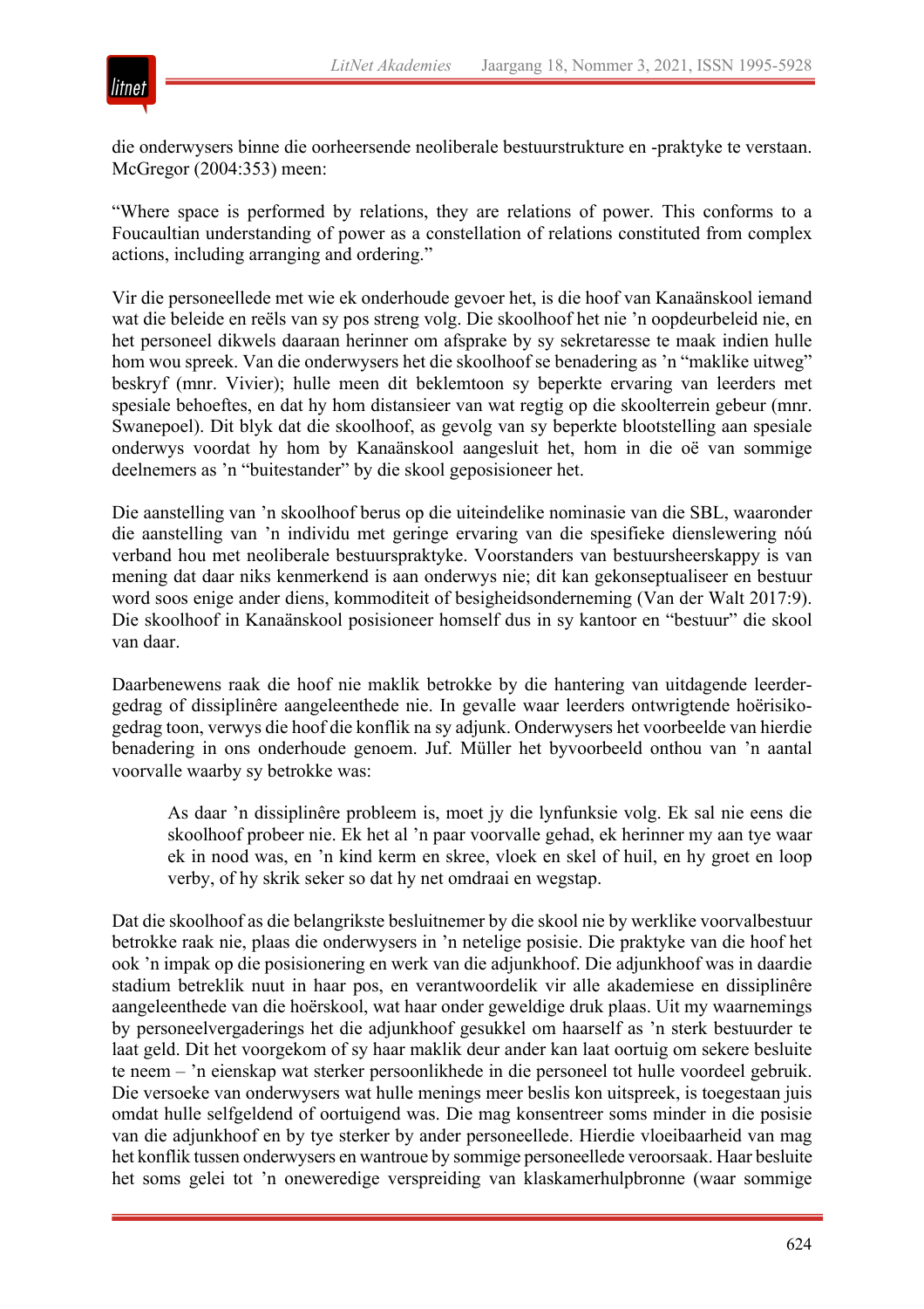die onderwysers binne die oorheersende neoliberale bestuurstrukture en -praktyke te verstaan. McGregor (2004:353) meen:

"Where space is performed by relations, they are relations of power. This conforms to a Foucaultian understanding of power as a constellation of relations constituted from complex actions, including arranging and ordering."

Vir die personeellede met wie ek onderhoude gevoer het, is die hoof van Kanaänskool iemand wat die beleide en reëls van sy pos streng volg. Die skoolhoof het nie 'n oopdeurbeleid nie, en het personeel dikwels daaraan herinner om afsprake by sy sekretaresse te maak indien hulle hom wou spreek. Van die onderwysers het die skoolhoof se benadering as 'n "maklike uitweg" beskryf (mnr. Vivier); hulle meen dit beklemtoon sy beperkte ervaring van leerders met spesiale behoeftes, en dat hy hom distansieer van wat regtig op die skoolterrein gebeur (mnr. Swanepoel). Dit blyk dat die skoolhoof, as gevolg van sy beperkte blootstelling aan spesiale onderwys voordat hy hom by Kanaänskool aangesluit het, hom in die oë van sommige deelnemers as 'n "buitestander" by die skool geposisioneer het.

Die aanstelling van 'n skoolhoof berus op die uiteindelike nominasie van die SBL, waaronder die aanstelling van 'n individu met geringe ervaring van die spesifieke dienslewering nóú verband hou met neoliberale bestuurspraktyke. Voorstanders van bestuursheerskappy is van mening dat daar niks kenmerkend is aan onderwys nie; dit kan gekonseptualiseer en bestuur word soos enige ander diens, kommoditeit of besigheidsonderneming (Van der Walt 2017:9). Die skoolhoof in Kanaänskool posisioneer homself dus in sy kantoor en "bestuur" die skool van daar.

Daarbenewens raak die hoof nie maklik betrokke by die hantering van uitdagende leerdergedrag of dissiplinêre aangeleenthede nie. In gevalle waar leerders ontwrigtende hoërisikogedrag toon, verwys die hoof die konflik na sy adjunk. Onderwysers het voorbeelde van hierdie benadering in ons onderhoude genoem. Juf. Müller het byvoorbeeld onthou van 'n aantal voorvalle waarby sy betrokke was:

> As daar 'n dissiplinêre probleem is, moet jy die lynfunksie volg. Ek sal nie eens die skoolhoof probeer nie. Ek het al 'n paar voorvalle gehad, ek herinner my aan tye waar ek in nood was, en 'n kind kerm en skree, vloek en skel of huil, en hy groet en loop verby, of hy skrik seker so dat hy net omdraai en wegstap.

Dat die skoolhoof as die belangrikste besluitnemer by die skool nie by werklike voorvalbestuur betrokke raak nie, plaas die onderwysers in 'n netelige posisie. Die praktyke van die hoof het ook 'n impak op die posisionering en werk van die adjunkhoof. Die adjunkhoof was in daardie stadium betreklik nuut in haar pos, en verantwoordelik vir alle akademiese en dissiplinêre aangeleenthede van die hoërskool, wat haar onder geweldige druk plaas. Uit my waarnemings by personeelvergaderings het die adjunkhoof gesukkel om haarself as 'n sterk bestuurder te laat geld. Dit het voorgekom of sy haar maklik deur ander kan laat oortuig om sekere besluite te neem – 'n eienskap wat sterker persoonlikhede in die personeel tot hulle voordeel gebruik. Die versoeke van onderwysers wat hulle menings meer beslis kon uitspreek, is toegestaan juis omdat hulle selfgeldend of oortuigend was. Die mag konsentreer soms minder in die posisie van die adjunkhoof en by tye sterker by ander personeellede. Hierdie vloeibaarheid van mag het konflik tussen onderwysers en wantroue by sommige personeellede veroorsaak. Haar besluite het soms gelei tot 'n oneweredige verspreiding van klaskamerhulpbronne (waar sommige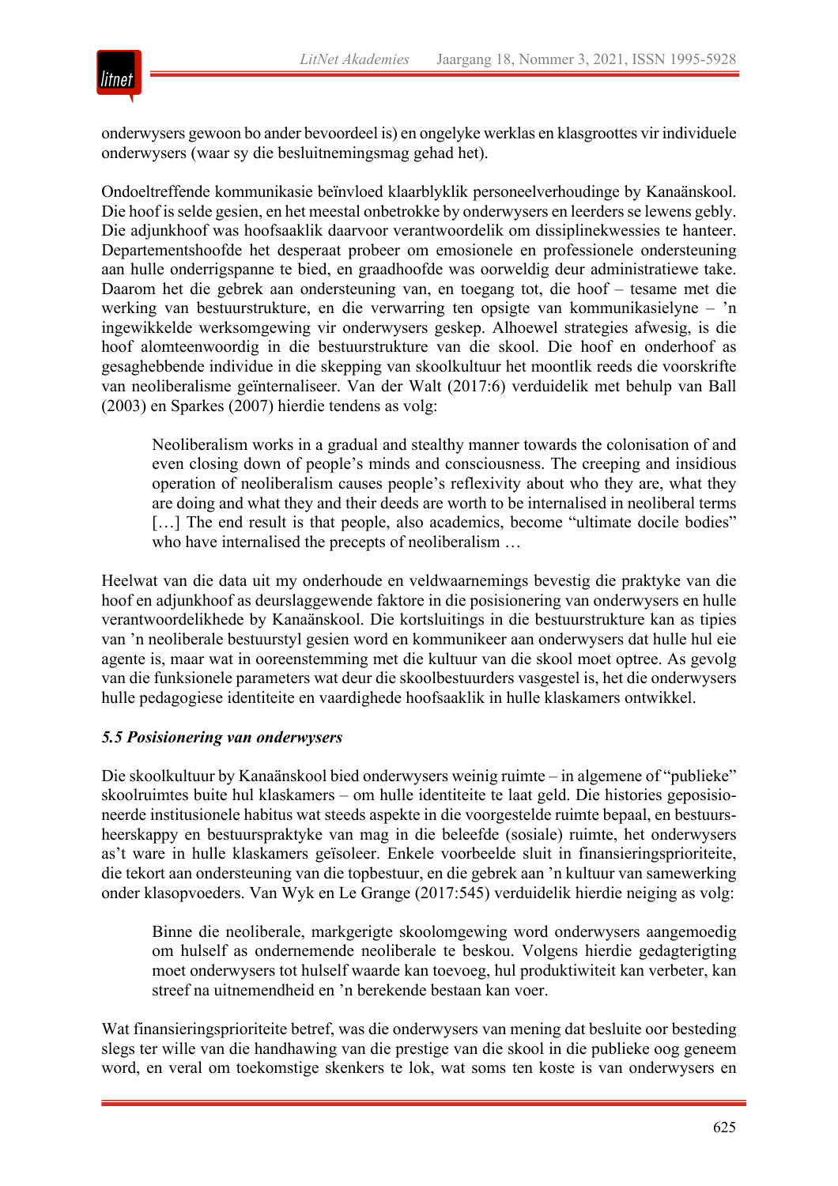onderwysers gewoon bo ander bevoordeel is) en ongelyke werklas en klasgroottes vir individuele onderwysers (waar sy die besluitnemingsmag gehad het).

Ondoeltreffende kommunikasie beïnvloed klaarblyklik personeelverhoudinge by Kanaänskool. Die hoof is selde gesien, en het meestal onbetrokke by onderwysers en leerders se lewens gebly. Die adjunkhoof was hoofsaaklik daarvoor verantwoordelik om dissiplinekwessies te hanteer. Departementshoofde het desperaat probeer om emosionele en professionele ondersteuning aan hulle onderrigspanne te bied, en graadhoofde was oorweldig deur administratiewe take. Daarom het die gebrek aan ondersteuning van, en toegang tot, die hoof – tesame met die werking van bestuurstrukture, en die verwarring ten opsigte van kommunikasielyne – 'n ingewikkelde werksomgewing vir onderwysers geskep. Alhoewel strategies afwesig, is die hoof alomteenwoordig in die bestuurstrukture van die skool. Die hoof en onderhoof as gesaghebbende individue in die skepping van skoolkultuur het moontlik reeds die voorskrifte van neoliberalisme geïnternaliseer. Van der Walt (2017:6) verduidelik met behulp van Ball (2003) en Sparkes (2007) hierdie tendens as volg:

> Neoliberalism works in a gradual and stealthy manner towards the colonisation of and even closing down of people's minds and consciousness. The creeping and insidious operation of neoliberalism causes people's reflexivity about who they are, what they are doing and what they and their deeds are worth to be internalised in neoliberal terms […] The end result is that people, also academics, become "ultimate docile bodies" who have internalised the precepts of neoliberalism …

Heelwat van die data uit my onderhoude en veldwaarnemings bevestig die praktyke van die hoof en adjunkhoof as deurslaggewende faktore in die posisionering van onderwysers en hulle verantwoordelikhede by Kanaänskool. Die kortsluitings in die bestuurstrukture kan as tipies van 'n neoliberale bestuurstyl gesien word en kommunikeer aan onderwysers dat hulle hul eie agente is, maar wat in ooreenstemming met die kultuur van die skool moet optree. As gevolg van die funksionele parameters wat deur die skoolbestuurders vasgestel is, het die onderwysers hulle pedagogiese identiteite en vaardighede hoofsaaklik in hulle klaskamers ontwikkel.

### *5.5 Posisionering van onderwysers*

Die skoolkultuur by Kanaänskool bied onderwysers weinig ruimte – in algemene of "publieke" skoolruimtes buite hul klaskamers – om hulle identiteite te laat geld. Die histories geposisioneerde institusionele habitus wat steeds aspekte in die voorgestelde ruimte bepaal, en bestuursheerskappy en bestuurspraktyke van mag in die beleefde (sosiale) ruimte, het onderwysers as't ware in hulle klaskamers geïsoleer. Enkele voorbeelde sluit in finansieringsprioriteite, die tekort aan ondersteuning van die topbestuur, en die gebrek aan 'n kultuur van samewerking onder klasopvoeders. Van Wyk en Le Grange (2017:545) verduidelik hierdie neiging as volg:

> Binne die neoliberale, markgerigte skoolomgewing word onderwysers aangemoedig om hulself as ondernemende neoliberale te beskou. Volgens hierdie gedagterigting moet onderwysers tot hulself waarde kan toevoeg, hul produktiwiteit kan verbeter, kan streef na uitnemendheid en 'n berekende bestaan kan voer.

Wat finansieringsprioriteite betref, was die onderwysers van mening dat besluite oor besteding slegs ter wille van die handhawing van die prestige van die skool in die publieke oog geneem word, en veral om toekomstige skenkers te lok, wat soms ten koste is van onderwysers en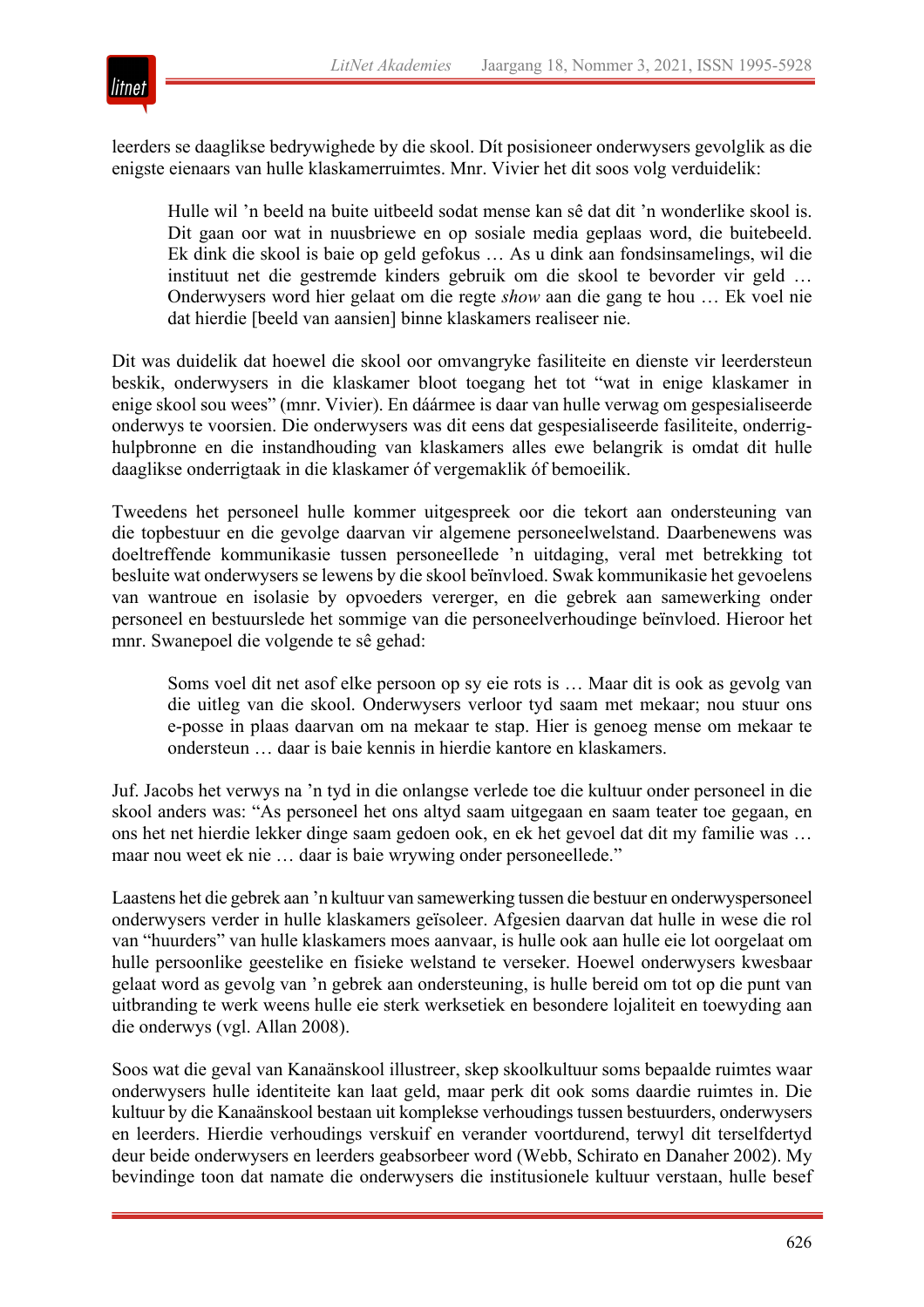leerders se daaglikse bedrywighede by die skool. Dít posisioneer onderwysers gevolglik as die enigste eienaars van hulle klaskamerruimtes. Mnr. Vivier het dit soos volg verduidelik:

> Hulle wil 'n beeld na buite uitbeeld sodat mense kan sê dat dit 'n wonderlike skool is. Dit gaan oor wat in nuusbriewe en op sosiale media geplaas word, die buitebeeld. Ek dink die skool is baie op geld gefokus … As u dink aan fondsinsamelings, wil die instituut net die gestremde kinders gebruik om die skool te bevorder vir geld … Onderwysers word hier gelaat om die regte *show* aan die gang te hou … Ek voel nie dat hierdie [beeld van aansien] binne klaskamers realiseer nie.

Dit was duidelik dat hoewel die skool oor omvangryke fasiliteite en dienste vir leerdersteun beskik, onderwysers in die klaskamer bloot toegang het tot "wat in enige klaskamer in enige skool sou wees" (mnr. Vivier). En dáármee is daar van hulle verwag om gespesialiseerde onderwys te voorsien. Die onderwysers was dit eens dat gespesialiseerde fasiliteite, onderrighulpbronne en die instandhouding van klaskamers alles ewe belangrik is omdat dit hulle daaglikse onderrigtaak in die klaskamer óf vergemaklik óf bemoeilik.

Tweedens het personeel hulle kommer uitgespreek oor die tekort aan ondersteuning van die topbestuur en die gevolge daarvan vir algemene personeelwelstand. Daarbenewens was doeltreffende kommunikasie tussen personeellede 'n uitdaging, veral met betrekking tot besluite wat onderwysers se lewens by die skool beïnvloed. Swak kommunikasie het gevoelens van wantroue en isolasie by opvoeders vererger, en die gebrek aan samewerking onder personeel en bestuurslede het sommige van die personeelverhoudinge beïnvloed. Hieroor het mnr. Swanepoel die volgende te sê gehad:

> Soms voel dit net asof elke persoon op sy eie rots is … Maar dit is ook as gevolg van die uitleg van die skool. Onderwysers verloor tyd saam met mekaar; nou stuur ons e-posse in plaas daarvan om na mekaar te stap. Hier is genoeg mense om mekaar te ondersteun … daar is baie kennis in hierdie kantore en klaskamers.

Juf. Jacobs het verwys na 'n tyd in die onlangse verlede toe die kultuur onder personeel in die skool anders was: "As personeel het ons altyd saam uitgegaan en saam teater toe gegaan, en ons het net hierdie lekker dinge saam gedoen ook, en ek het gevoel dat dit my familie was … maar nou weet ek nie … daar is baie wrywing onder personeellede."

Laastens het die gebrek aan 'n kultuur van samewerking tussen die bestuur en onderwyspersoneel onderwysers verder in hulle klaskamers geïsoleer. Afgesien daarvan dat hulle in wese die rol van "huurders" van hulle klaskamers moes aanvaar, is hulle ook aan hulle eie lot oorgelaat om hulle persoonlike geestelike en fisieke welstand te verseker. Hoewel onderwysers kwesbaar gelaat word as gevolg van 'n gebrek aan ondersteuning, is hulle bereid om tot op die punt van uitbranding te werk weens hulle eie sterk werksetiek en besondere lojaliteit en toewyding aan die onderwys (vgl. Allan 2008).

Soos wat die geval van Kanaänskool illustreer, skep skoolkultuur soms bepaalde ruimtes waar onderwysers hulle identiteite kan laat geld, maar perk dit ook soms daardie ruimtes in. Die kultuur by die Kanaänskool bestaan uit komplekse verhoudings tussen bestuurders, onderwysers en leerders. Hierdie verhoudings verskuif en verander voortdurend, terwyl dit terselfdertyd deur beide onderwysers en leerders geabsorbeer word (Webb, Schirato en Danaher 2002). My bevindinge toon dat namate die onderwysers die institusionele kultuur verstaan, hulle besef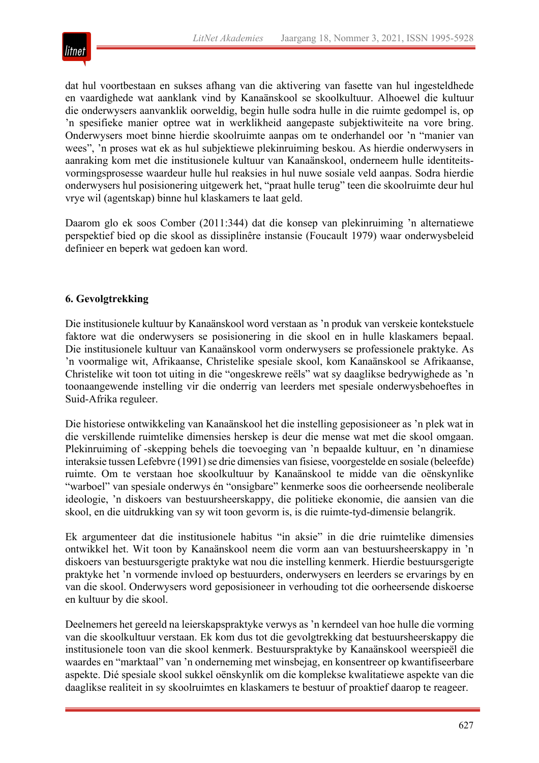dat hul voortbestaan en sukses afhang van die aktivering van fasette van hul ingesteldhede en vaardighede wat aanklank vind by Kanaänskool se skoolkultuur. Alhoewel die kultuur die onderwysers aanvanklik oorweldig, begin hulle sodra hulle in die ruimte gedompel is, op 'n spesifieke manier optree wat in werklikheid aangepaste subjektiwiteite na vore bring. Onderwysers moet binne hierdie skoolruimte aanpas om te onderhandel oor 'n "manier van wees", 'n proses wat ek as hul subjektiewe plekinruiming beskou. As hierdie onderwysers in aanraking kom met die institusionele kultuur van Kanaänskool, onderneem hulle identiteitsvormingsprosesse waardeur hulle hul reaksies in hul nuwe sosiale veld aanpas. Sodra hierdie onderwysers hul posisionering uitgewerk het, "praat hulle terug" teen die skoolruimte deur hul vrye wil (agentskap) binne hul klaskamers te laat geld.

Daarom glo ek soos Comber (2011:344) dat die konsep van plekinruiming 'n alternatiewe perspektief bied op die skool as dissiplinêre instansie (Foucault 1979) waar onderwysbeleid definieer en beperk wat gedoen kan word.

## 6. Gevolgtrekking

Die institusionele kultuur by Kanaänskool word verstaan as 'n produk van verskeie kontekstuele faktore wat die onderwysers se posisionering in die skool en in hulle klaskamers bepaal. Die institusionele kultuur van Kanaänskool vorm onderwysers se professionele praktyke. As 'n voormalige wit, Afrikaanse, Christelike spesiale skool, kom Kanaänskool se Afrikaanse, Christelike wit toon tot uiting in die "ongeskrewe reëls" wat sy daaglikse bedrywighede as 'n toonaangewende instelling vir die onderrig van leerders met spesiale onderwysbehoeftes in Suid-Afrika reguleer.

Die historiese ontwikkeling van Kanaänskool het die instelling geposisioneer as 'n plek wat in die verskillende ruimtelike dimensies herskep is deur die mense wat met die skool omgaan. Plekinruiming of -skepping behels die toevoeging van 'n bepaalde kultuur, en 'n dinamiese interaksie tussen Lefebvre (1991) se drie dimensies van fisiese, voorgestelde en sosiale (beleefde) ruimte. Om te verstaan hoe skoolkultuur by Kanaänskool te midde van die oënskynlike "warboel" van spesiale onderwys én "onsigbare" kenmerke soos die oorheersende neoliberale ideologie, 'n diskoers van bestuursheerskappy, die politieke ekonomie, die aansien van die skool, en die uitdrukking van sy wit toon gevorm is, is die ruimte-tyd-dimensie belangrik.

Ek argumenteer dat die institusionele habitus "in aksie" in die drie ruimtelike dimensies ontwikkel het. Wit toon by Kanaänskool neem die vorm aan van bestuursheerskappy in 'n diskoers van bestuursgerigte praktyke wat nou die instelling kenmerk. Hierdie bestuursgerigte praktyke het 'n vormende invloed op bestuurders, onderwysers en leerders se ervarings by en van die skool. Onderwysers word geposisioneer in verhouding tot die oorheersende diskoerse en kultuur by die skool.

Deelnemers het gereeld na leierskapspraktyke verwys as 'n kerndeel van hoe hulle die vorming van die skoolkultuur verstaan. Ek kom dus tot die gevolgtrekking dat bestuursheerskappy die institusionele toon van die skool kenmerk. Bestuurspraktyke by Kanaänskool weerspieël die waardes en "marktaal" van 'n onderneming met winsbejag, en konsentreer op kwantifiseerbare aspekte. Dié spesiale skool sukkel oënskynlik om die komplekse kwalitatiewe aspekte van die daaglikse realiteit in sy skoolruimtes en klaskamers te bestuur of proaktief daarop te reageer.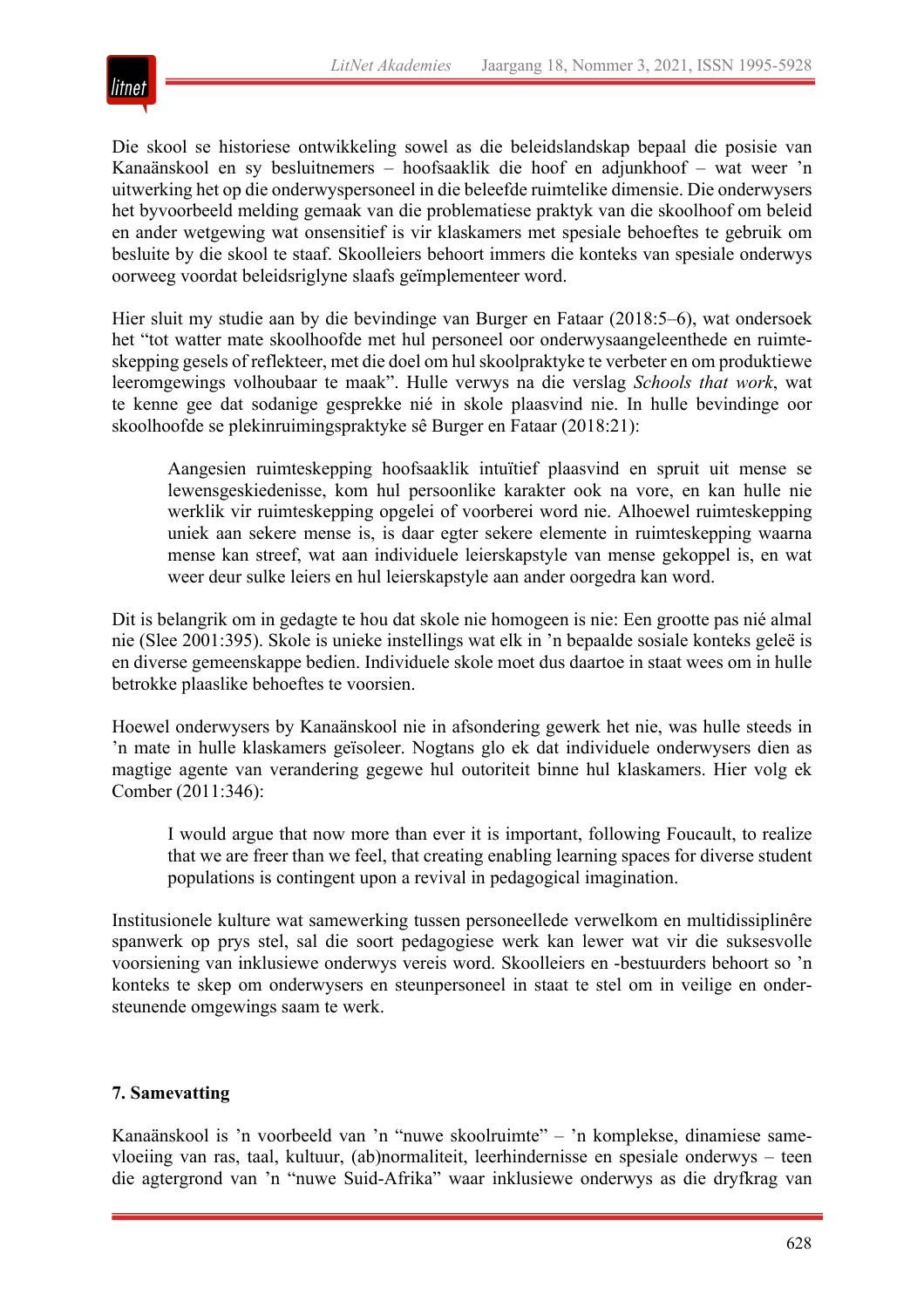Die skool se historiese ontwikkeling sowel as die beleidslandskap bepaal die posisie van Kanaänskool en sy besluitnemers – hoofsaaklik die hoof en adjunkhoof – wat weer 'n uitwerking het op die onderwyspersoneel in die beleefde ruimtelike dimensie. Die onderwysers het byvoorbeeld melding gemaak van die problematiese praktyk van die skoolhoof om beleid en ander wetgewing wat onsensitief is vir klaskamers met spesiale behoeftes te gebruik om besluite by die skool te staaf. Skoolleiers behoort immers die konteks van spesiale onderwys oorweeg voordat beleidsriglyne slaafs geïmplementeer word.

Hier sluit my studie aan by die bevindinge van Burger en Fataar (2018:5–6), wat ondersoek het "tot watter mate skoolhoofde met hul personeel oor onderwysaangeleenthede en ruimteskepping gesels of reflekteer, met die doel om hul skoolpraktyke te verbeter en om produktiewe leeromgewings volhoubaar te maak". Hulle verwys na die verslag *Schools that work*, wat te kenne gee dat sodanige gesprekke nié in skole plaasvind nie. In hulle bevindinge oor skoolhoofde se plekinruimingspraktyke sê Burger en Fataar (2018:21):

> Aangesien ruimteskepping hoofsaaklik intuïtief plaasvind en spruit uit mense se lewensgeskiedenisse, kom hul persoonlike karakter ook na vore, en kan hulle nie werklik vir ruimteskepping opgelei of voorberei word nie. Alhoewel ruimteskepping uniek aan sekere mense is, is daar egter sekere elemente in ruimteskepping waarna mense kan streef, wat aan individuele leierskapstyle van mense gekoppel is, en wat weer deur sulke leiers en hul leierskapstyle aan ander oorgedra kan word.

Dit is belangrik om in gedagte te hou dat skole nie homogeen is nie: Een grootte pas nié almal nie (Slee 2001:395). Skole is unieke instellings wat elk in 'n bepaalde sosiale konteks geleë is en diverse gemeenskappe bedien. Individuele skole moet dus daartoe in staat wees om in hulle betrokke plaaslike behoeftes te voorsien.

Hoewel onderwysers by Kanaänskool nie in afsondering gewerk het nie, was hulle steeds in 'n mate in hulle klaskamers geïsoleer. Nogtans glo ek dat individuele onderwysers dien as magtige agente van verandering gegewe hul outoriteit binne hul klaskamers. Hier volg ek Comber (2011:346):

> I would argue that now more than ever it is important, following Foucault, to realize that we are freer than we feel, that creating enabling learning spaces for diverse student populations is contingent upon a revival in pedagogical imagination.

Institusionele kulture wat samewerking tussen personeellede verwelkom en multidissiplinêre spanwerk op prys stel, sal die soort pedagogiese werk kan lewer wat vir die suksesvolle voorsiening van inklusiewe onderwys vereis word. Skoolleiers en -bestuurders behoort so 'n konteks te skep om onderwysers en steunpersoneel in staat te stel om in veilige en ondersteunende omgewings saam te werk.

## 7. Samevatting

Kanaänskool is 'n voorbeeld van 'n "nuwe skoolruimte" – 'n komplekse, dinamiese samevloeiing van ras, taal, kultuur, (ab)normaliteit, leerhindernisse en spesiale onderwys – teen die agtergrond van 'n "nuwe Suid-Afrika" waar inklusiewe onderwys as die dryfkrag van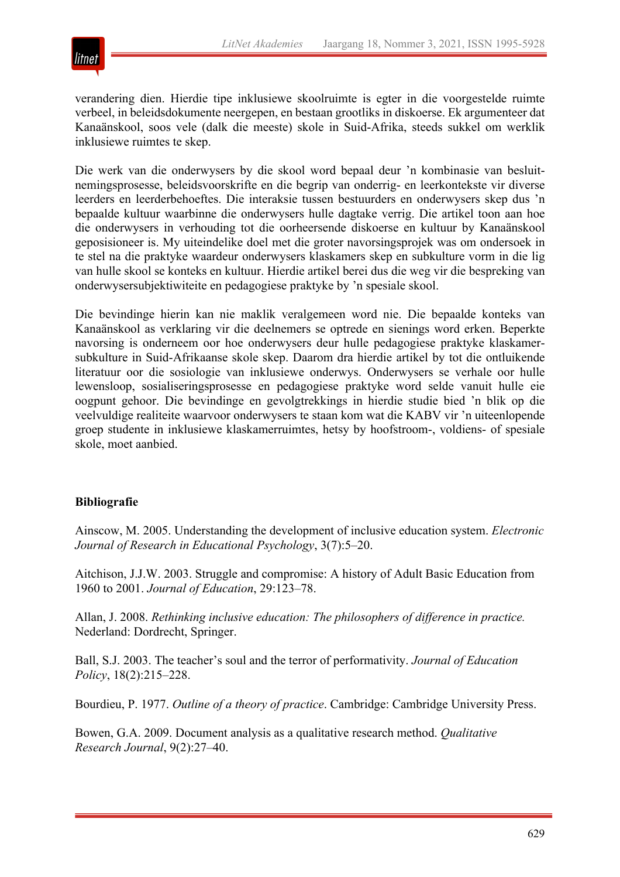verandering dien. Hierdie tipe inklusiewe skoolruimte is egter in die voorgestelde ruimte verbeel, in beleidsdokumente neergepen, en bestaan grootliks in diskoerse. Ek argumenteer dat Kanaänskool, soos vele (dalk die meeste) skole in Suid-Afrika, steeds sukkel om werklik inklusiewe ruimtes te skep.

Die werk van die onderwysers by die skool word bepaal deur ’n kombinasie van besluitnemingsprosesse, beleidsvoorskrifte en die begrip van onderrig- en leerkontekste vir diverse leerders en leerderbehoeftes. Die interaksie tussen bestuurders en onderwysers skep dus ’n bepaalde kultuur waarbinne die onderwysers hulle dagtake verrig. Die artikel toon aan hoe die onderwysers in verhouding tot die oorheersende diskoerse en kultuur by Kanaänskool geposisioneer is. My uiteindelike doel met die groter navorsingsprojek was om ondersoek in te stel na die praktyke waardeur onderwysers klaskamers skep en subkulture vorm in die lig van hulle skool se konteks en kultuur. Hierdie artikel berei dus die weg vir die bespreking van onderwysersubjektiwiteite en pedagogiese praktyke by ’n spesiale skool.

Die bevindinge hierin kan nie maklik veralgemeen word nie. Die bepaalde konteks van Kanaänskool as verklaring vir die deelnemers se optrede en sienings word erken. Beperkte navorsing is onderneem oor hoe onderwysers deur hulle pedagogiese praktyke klaskamersubkulture in Suid-Afrikaanse skole skep. Daarom dra hierdie artikel by tot die ontluikende literatuur oor die sosiologie van inklusiewe onderwys. Onderwysers se verhale oor hulle lewensloop, sosialiseringsprosesse en pedagogiese praktyke word selde vanuit hulle eie oogpunt gehoor. Die bevindinge en gevolgtrekkings in hierdie studie bied ’n blik op die veelvuldige realiteite waarvoor onderwysers te staan kom wat die KABV vir ’n uiteenlopende groep studente in inklusiewe klaskamerruimtes, hetsy by hoofstroom-, voldiens- of spesiale skole, moet aanbied.

## Bibliografie

Ainscow, M. 2005. Understanding the development of inclusive education system. *Electronic Journal of Research in Educational Psychology*, 3(7):5–20.

Aitchison, J.J.W. 2003. Struggle and compromise: A history of Adult Basic Education from 1960 to 2001. *Journal of Education*, 29:123–78.

Allan, J. 2008. *Rethinking inclusive education: The philosophers of difference in practice.* Nederland: Dordrecht, Springer.

Ball, S.J. 2003. The teacher’s soul and the terror of performativity. *Journal of Education Policy*, 18(2):215–228.

Bourdieu, P. 1977. *Outline of a theory of practice*. Cambridge: Cambridge University Press.

Bowen, G.A. 2009. Document analysis as a qualitative research method. *Qualitative Research Journal*, 9(2):27–40.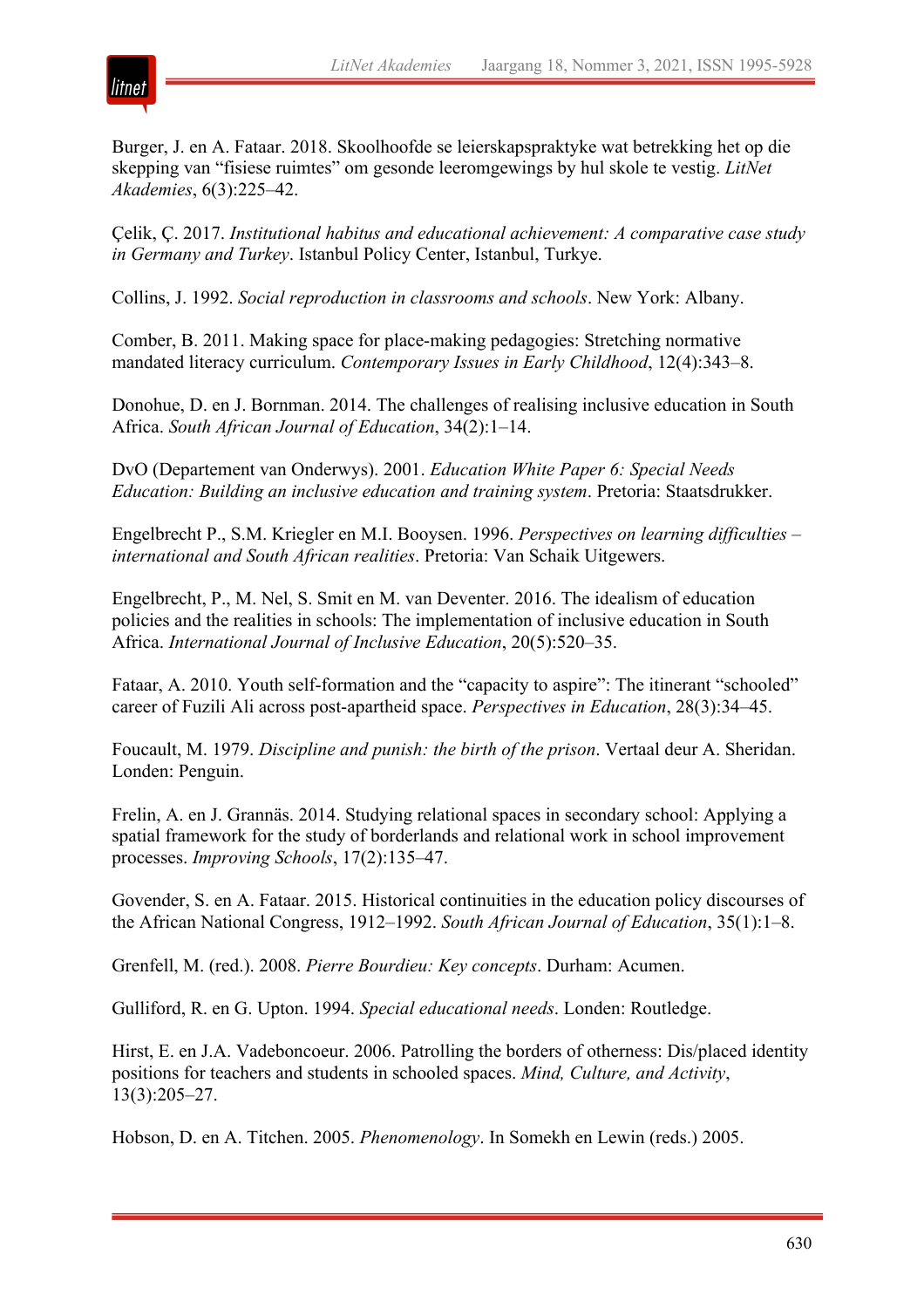Burger, J. en A. Fataar. 2018. Skoolhoofde se leierskapspraktyke wat betrekking het op die skepping van "fisiese ruimtes" om gesonde leeromgewings by hul skole te vestig. *LitNet Akademies*, 6(3):225–42.

Çelik, Ç. 2017. *Institutional habitus and educational achievement: A comparative case study in Germany and Turkey*. Istanbul Policy Center, Istanbul, Turkye.

Collins, J. 1992. *Social reproduction in classrooms and schools*. New York: Albany.

Comber, B. 2011. Making space for place-making pedagogies: Stretching normative mandated literacy curriculum. *Contemporary Issues in Early Childhood*, 12(4):343–8.

Donohue, D. en J. Bornman. 2014. The challenges of realising inclusive education in South Africa. *South African Journal of Education*, 34(2):1–14.

DvO (Departement van Onderwys). 2001. *Education White Paper 6: Special Needs Education: Building an inclusive education and training system*. Pretoria: Staatsdrukker.

Engelbrecht P., S.M. Kriegler en M.I. Booysen. 1996. *Perspectives on learning difficulties – international and South African realities*. Pretoria: Van Schaik Uitgewers.

Engelbrecht, P., M. Nel, S. Smit en M. van Deventer. 2016. The idealism of education policies and the realities in schools: The implementation of inclusive education in South Africa. *International Journal of Inclusive Education*, 20(5):520–35.

Fataar, A. 2010. Youth self-formation and the "capacity to aspire": The itinerant "schooled" career of Fuzili Ali across post-apartheid space. *Perspectives in Education*, 28(3):34–45.

Foucault, M. 1979. *Discipline and punish: the birth of the prison*. Vertaal deur A. Sheridan. Londen: Penguin.

Frelin, A. en J. Grannäs. 2014. Studying relational spaces in secondary school: Applying a spatial framework for the study of borderlands and relational work in school improvement processes. *Improving Schools*, 17(2):135–47.

Govender, S. en A. Fataar. 2015. Historical continuities in the education policy discourses of the African National Congress, 1912–1992. *South African Journal of Education*, 35(1):1–8.

Grenfell, M. (red.). 2008. *Pierre Bourdieu: Key concepts*. Durham: Acumen.

Gulliford, R. en G. Upton. 1994. *Special educational needs*. Londen: Routledge.

Hirst, E. en J.A. Vadeboncoeur. 2006. Patrolling the borders of otherness: Dis/placed identity positions for teachers and students in schooled spaces. *Mind, Culture, and Activity*, 13(3):205–27.

Hobson, D. en A. Titchen. 2005. *Phenomenology*. In Somekh en Lewin (reds.) 2005.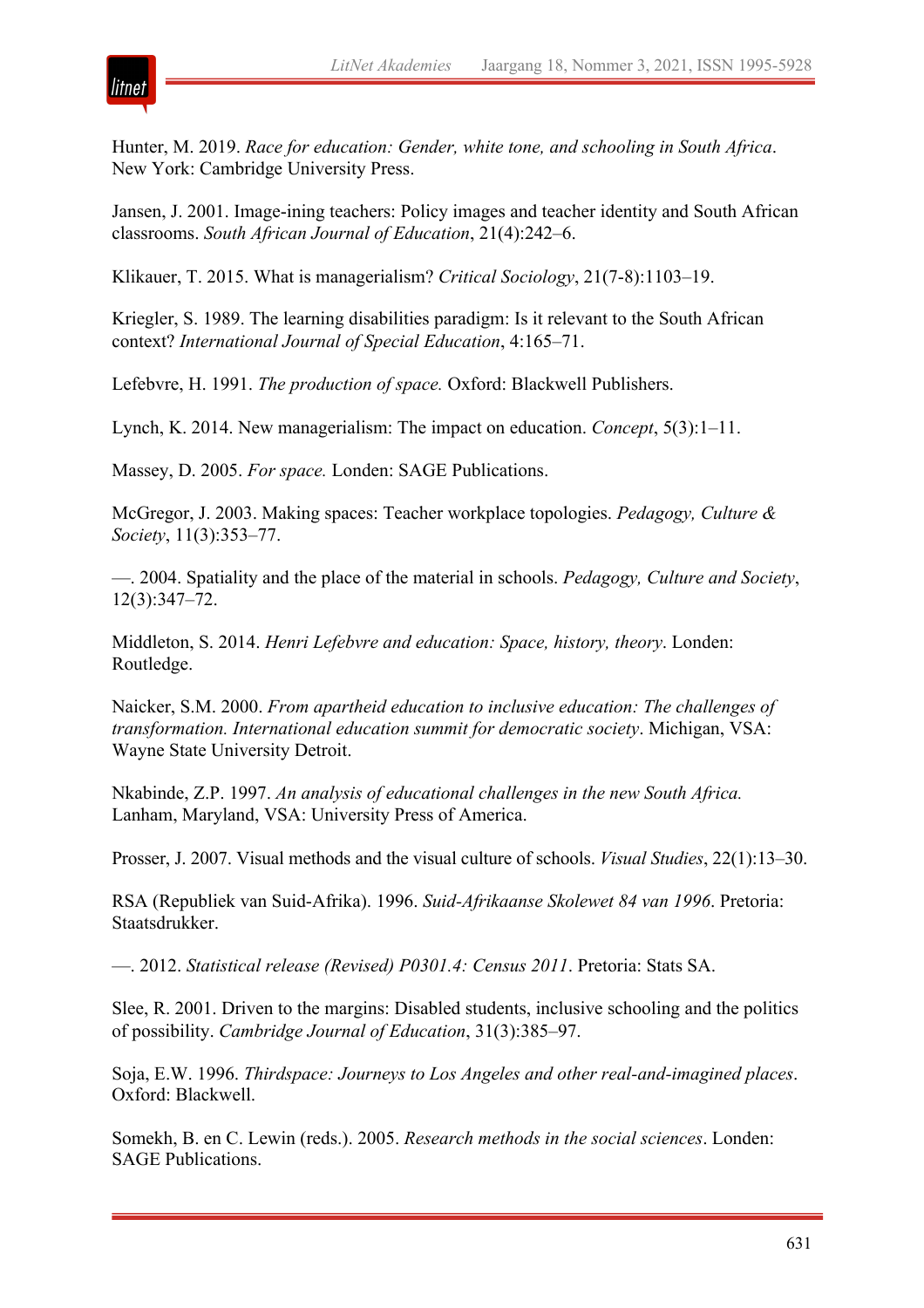Hunter, M. 2019. *Race for education: Gender, white tone, and schooling in South Africa*. New York: Cambridge University Press.

Jansen, J. 2001. Image-ining teachers: Policy images and teacher identity and South African classrooms. *South African Journal of Education*, 21(4):242–6.

Klikauer, T. 2015. What is managerialism? *Critical Sociology*, 21(7-8):1103–19.

Kriegler, S. 1989. The learning disabilities paradigm: Is it relevant to the South African context? *International Journal of Special Education*, 4:165–71.

Lefebvre, H. 1991. *The production of space.* Oxford: Blackwell Publishers.

Lynch, K. 2014. New managerialism: The impact on education. *Concept*, 5(3):1–11.

Massey, D. 2005. *For space.* Londen: SAGE Publications.

McGregor, J. 2003. Making spaces: Teacher workplace topologies. *Pedagogy, Culture & Society*, 11(3):353–77.

—. 2004. Spatiality and the place of the material in schools. *Pedagogy, Culture and Society*, 12(3):347–72.

Middleton, S. 2014. *Henri Lefebvre and education: Space, history, theory*. Londen: Routledge.

Naicker, S.M. 2000. *From apartheid education to inclusive education: The challenges of transformation. International education summit for democratic society*. Michigan, VSA: Wayne State University Detroit.

Nkabinde, Z.P. 1997. *An analysis of educational challenges in the new South Africa.* Lanham, Maryland, VSA: University Press of America.

Prosser, J. 2007. Visual methods and the visual culture of schools. *Visual Studies*, 22(1):13–30.

RSA (Republiek van Suid-Afrika). 1996. *Suid-Afrikaanse Skolewet 84 van 1996*. Pretoria: Staatsdrukker.

—. 2012. *Statistical release (Revised) P0301.4: Census 2011*. Pretoria: Stats SA.

Slee, R. 2001. Driven to the margins: Disabled students, inclusive schooling and the politics of possibility. *Cambridge Journal of Education*, 31(3):385–97.

Soja, E.W. 1996. *Thirdspace: Journeys to Los Angeles and other real-and-imagined places*. Oxford: Blackwell.

Somekh, B. en C. Lewin (reds.). 2005. *Research methods in the social sciences*. Londen: SAGE Publications.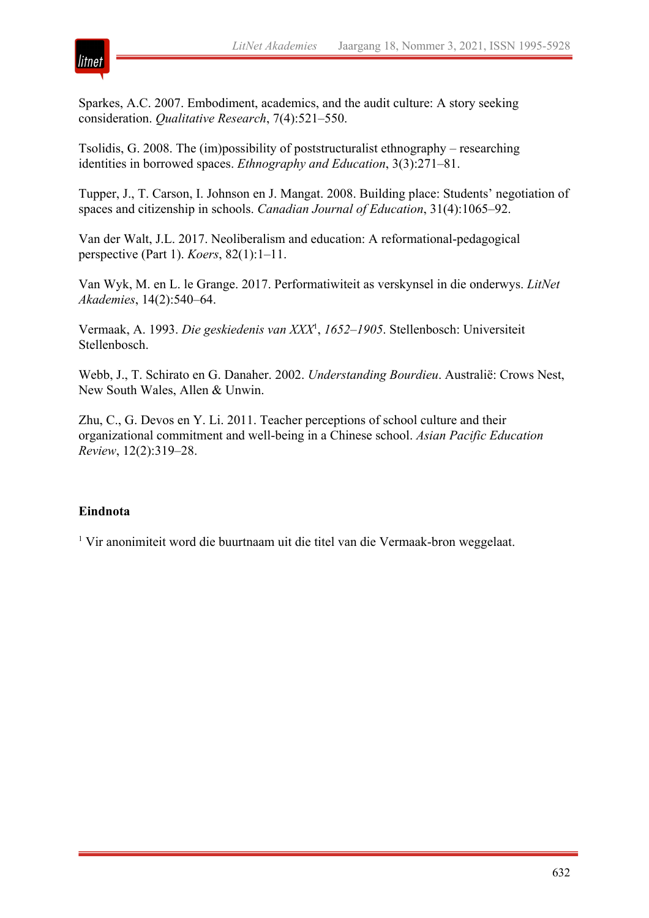Sparkes, A.C. 2007. Embodiment, academics, and the audit culture: A story seeking consideration. *Qualitative Research*, 7(4):521–550.

Tsolidis, G. 2008. The (im)possibility of poststructuralist ethnography – researching identities in borrowed spaces. *Ethnography and Education*, 3(3):271–81.

Tupper, J., T. Carson, I. Johnson en J. Mangat. 2008. Building place: Students' negotiation of spaces and citizenship in schools. *Canadian Journal of Education*, 31(4):1065–92.

Van der Walt, J.L. 2017. Neoliberalism and education: A reformational-pedagogical perspective (Part 1). *Koers*, 82(1):1–11.

Van Wyk, M. en L. le Grange. 2017. Performatiwiteit as verskynsel in die onderwys. *LitNet Akademies*, 14(2):540–64.

Vermaak, A. 1993. *Die geskiedenis van XXX*[1], *1652–1905*. Stellenbosch: Universiteit Stellenbosch.

Webb, J., T. Schirato en G. Danaher. 2002. *Understanding Bourdieu*. Australië: Crows Nest, New South Wales, Allen & Unwin.

Zhu, C., G. Devos en Y. Li. 2011. Teacher perceptions of school culture and their organizational commitment and well-being in a Chinese school. *Asian Pacific Education Review*, 12(2):319–28.

**Eindnota**

[1] Vir anonimiteit word die buurtnaam uit die titel van die Vermaak-bron weggelaat.